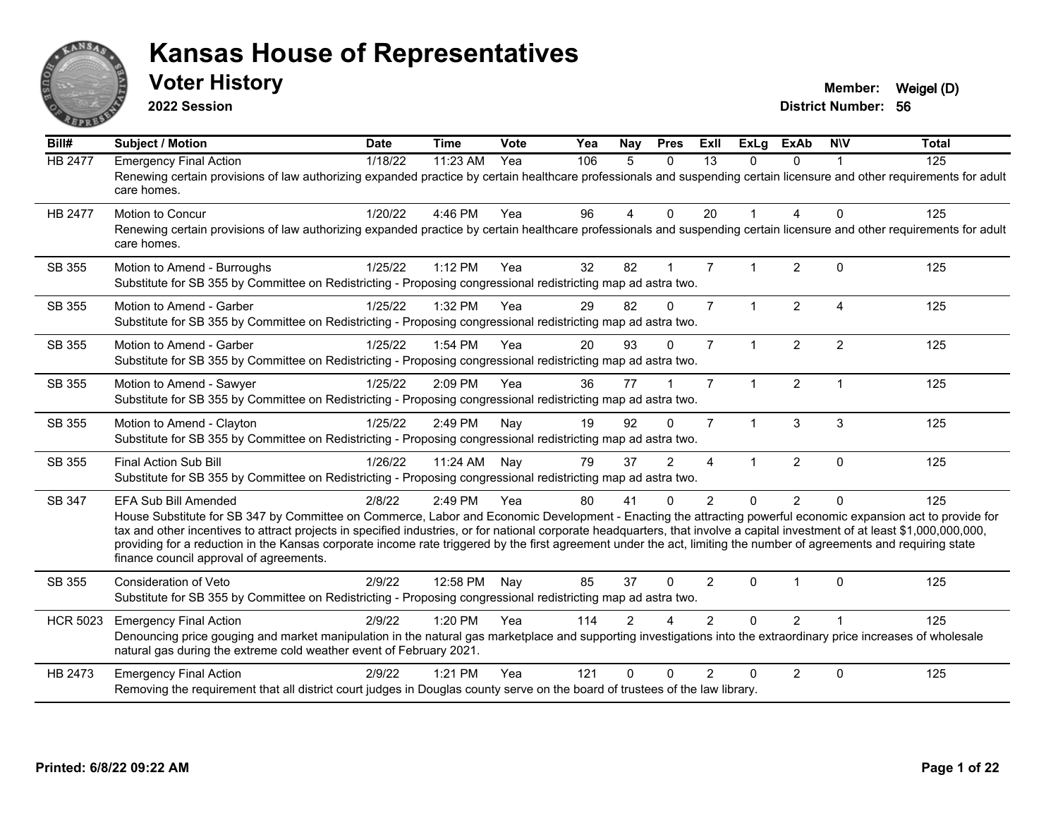# Kansas House of Representatives

## Voter History

**2022 Session**

**Member:** Weigel (D)
**District Number:** 56

| Bill# | Subject / Motion | Date | Time | Vote | Yea | Nay | Pres | ExII | ExLg | ExAb | N\V | Total |
|---|---|---|---|---|---|---|---|---|---|---|---|---|
| HB 2477 | Emergency Final Action | 1/18/22 | 11:23 AM | Yea | 106 | 5 | 0 | 13 | 0 | 0 | 1 | 125 |
| | Renewing certain provisions of law authorizing expanded practice by certain healthcare professionals and suspending certain licensure and other requirements for adult care homes. | | | | | | | | | | | |
| HB 2477 | Motion to Concur | 1/20/22 | 4:46 PM | Yea | 96 | 4 | 0 | 20 | 1 | 4 | 0 | 125 |
| | Renewing certain provisions of law authorizing expanded practice by certain healthcare professionals and suspending certain licensure and other requirements for adult care homes. | | | | | | | | | | | |
| SB 355 | Motion to Amend - Burroughs | 1/25/22 | 1:12 PM | Yea | 32 | 82 | 1 | 7 | 1 | 2 | 0 | 125 |
| | Substitute for SB 355 by Committee on Redistricting - Proposing congressional redistricting map ad astra two. | | | | | | | | | | | |
| SB 355 | Motion to Amend - Garber | 1/25/22 | 1:32 PM | Yea | 29 | 82 | 0 | 7 | 1 | 2 | 4 | 125 |
| | Substitute for SB 355 by Committee on Redistricting - Proposing congressional redistricting map ad astra two. | | | | | | | | | | | |
| SB 355 | Motion to Amend - Garber | 1/25/22 | 1:54 PM | Yea | 20 | 93 | 0 | 7 | 1 | 2 | 2 | 125 |
| | Substitute for SB 355 by Committee on Redistricting - Proposing congressional redistricting map ad astra two. | | | | | | | | | | | |
| SB 355 | Motion to Amend - Sawyer | 1/25/22 | 2:09 PM | Yea | 36 | 77 | 1 | 7 | 1 | 2 | 1 | 125 |
| | Substitute for SB 355 by Committee on Redistricting - Proposing congressional redistricting map ad astra two. | | | | | | | | | | | |
| SB 355 | Motion to Amend - Clayton | 1/25/22 | 2:49 PM | Nay | 19 | 92 | 0 | 7 | 1 | 3 | 3 | 125 |
| | Substitute for SB 355 by Committee on Redistricting - Proposing congressional redistricting map ad astra two. | | | | | | | | | | | |
| SB 355 | Final Action Sub Bill | 1/26/22 | 11:24 AM | Nay | 79 | 37 | 2 | 4 | 1 | 2 | 0 | 125 |
| | Substitute for SB 355 by Committee on Redistricting - Proposing congressional redistricting map ad astra two. | | | | | | | | | | | |
| SB 347 | EFA Sub Bill Amended | 2/8/22 | 2:49 PM | Yea | 80 | 41 | 0 | 2 | 0 | 2 | 0 | 125 |
| | House Substitute for SB 347 by Committee on Commerce, Labor and Economic Development - Enacting the attracting powerful economic expansion act to provide for tax and other incentives to attract projects in specified industries, or for national corporate headquarters, that involve a capital investment of at least $1,000,000,000, providing for a reduction in the Kansas corporate income rate triggered by the first agreement under the act, limiting the number of agreements and requiring state finance council approval of agreements. | | | | | | | | | | | |
| SB 355 | Consideration of Veto | 2/9/22 | 12:58 PM | Nay | 85 | 37 | 0 | 2 | 0 | 1 | 0 | 125 |
| | Substitute for SB 355 by Committee on Redistricting - Proposing congressional redistricting map ad astra two. | | | | | | | | | | | |
| HCR 5023 | Emergency Final Action | 2/9/22 | 1:20 PM | Yea | 114 | 2 | 4 | 2 | 0 | 2 | 1 | 125 |
| | Denouncing price gouging and market manipulation in the natural gas marketplace and supporting investigations into the extraordinary price increases of wholesale natural gas during the extreme cold weather event of February 2021. | | | | | | | | | | | |
| HB 2473 | Emergency Final Action | 2/9/22 | 1:21 PM | Yea | 121 | 0 | 0 | 2 | 0 | 2 | 0 | 125 |
| | Removing the requirement that all district court judges in Douglas county serve on the board of trustees of the law library. | | | | | | | | | | | |

**Printed: 6/8/22 09:22 AM**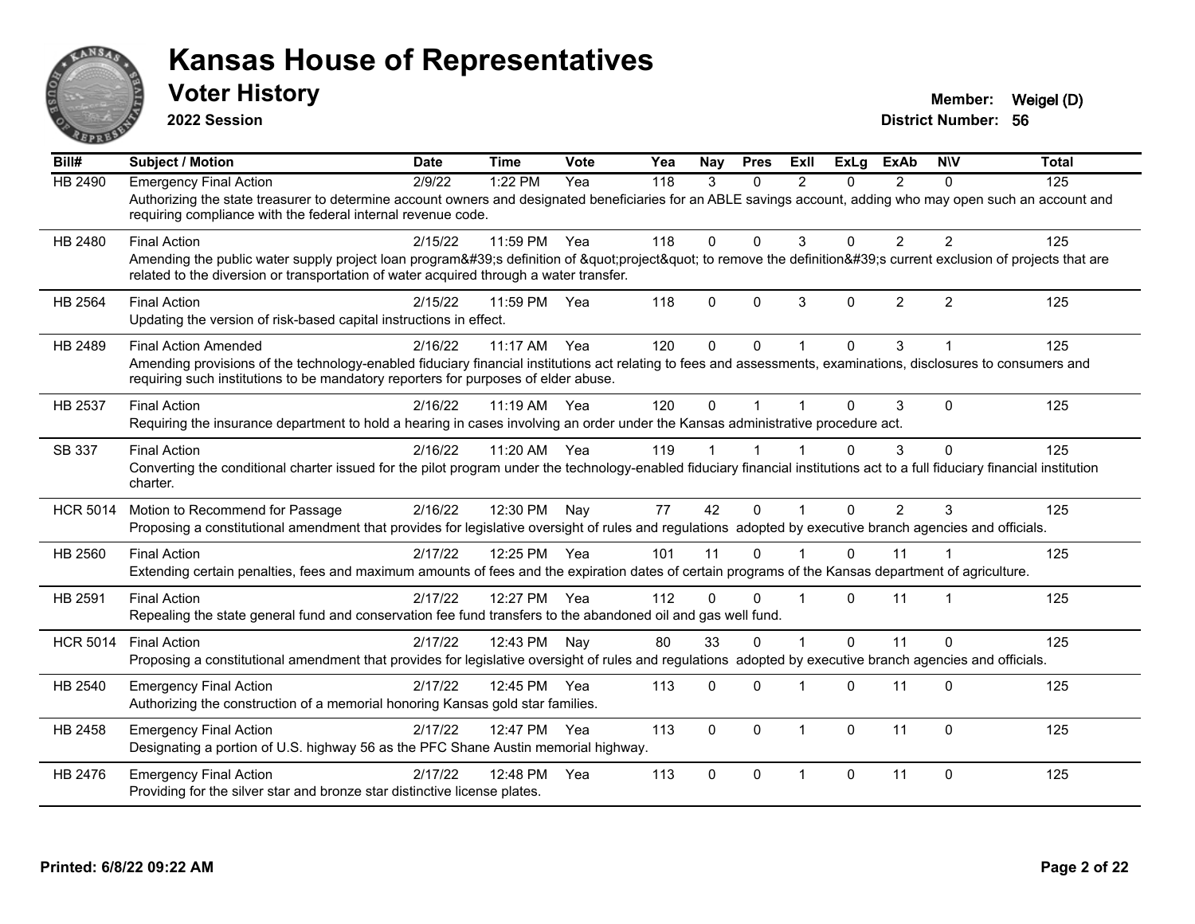# Kansas House of Representatives

## Voter History

**2022 Session**

**Member:** Weigel (D)
**District Number:** 56

| Bill# | Subject / Motion | Date | Time | Vote | Yea | Nay | Pres | ExII | ExLg | ExAb | N\V | Total |
|---|---|---|---|---|---|---|---|---|---|---|---|---|
| HB 2490 | Emergency Final Action | 2/9/22 | 1:22 PM | Yea | 118 | 3 | 0 | 2 | 0 | 2 | 0 | 125 |
| | Authorizing the state treasurer to determine account owners and designated beneficiaries for an ABLE savings account, adding who may open such an account and requiring compliance with the federal internal revenue code. | | | | | | | | | | | |
| HB 2480 | Final Action | 2/15/22 | 11:59 PM | Yea | 118 | 0 | 0 | 3 | 0 | 2 | 2 | 125 |
| | Amending the public water supply project loan program&#39;s definition of &quot;project&quot; to remove the definition&#39;s current exclusion of projects that are related to the diversion or transportation of water acquired through a water transfer. | | | | | | | | | | | |
| HB 2564 | Final Action | 2/15/22 | 11:59 PM | Yea | 118 | 0 | 0 | 3 | 0 | 2 | 2 | 125 |
| | Updating the version of risk-based capital instructions in effect. | | | | | | | | | | | |
| HB 2489 | Final Action Amended | 2/16/22 | 11:17 AM | Yea | 120 | 0 | 0 | 1 | 0 | 3 | 1 | 125 |
| | Amending provisions of the technology-enabled fiduciary financial institutions act relating to fees and assessments, examinations, disclosures to consumers and requiring such institutions to be mandatory reporters for purposes of elder abuse. | | | | | | | | | | | |
| HB 2537 | Final Action | 2/16/22 | 11:19 AM | Yea | 120 | 0 | 1 | 1 | 0 | 3 | 0 | 125 |
| | Requiring the insurance department to hold a hearing in cases involving an order under the Kansas administrative procedure act. | | | | | | | | | | | |
| SB 337 | Final Action | 2/16/22 | 11:20 AM | Yea | 119 | 1 | 1 | 1 | 0 | 3 | 0 | 125 |
| | Converting the conditional charter issued for the pilot program under the technology-enabled fiduciary financial institutions act to a full fiduciary financial institution charter. | | | | | | | | | | | |
| HCR 5014 | Motion to Recommend for Passage | 2/16/22 | 12:30 PM | Nay | 77 | 42 | 0 | 1 | 0 | 2 | 3 | 125 |
| | Proposing a constitutional amendment that provides for legislative oversight of rules and regulations adopted by executive branch agencies and officials. | | | | | | | | | | | |
| HB 2560 | Final Action | 2/17/22 | 12:25 PM | Yea | 101 | 11 | 0 | 1 | 0 | 11 | 1 | 125 |
| | Extending certain penalties, fees and maximum amounts of fees and the expiration dates of certain programs of the Kansas department of agriculture. | | | | | | | | | | | |
| HB 2591 | Final Action | 2/17/22 | 12:27 PM | Yea | 112 | 0 | 0 | 1 | 0 | 11 | 1 | 125 |
| | Repealing the state general fund and conservation fee fund transfers to the abandoned oil and gas well fund. | | | | | | | | | | | |
| HCR 5014 | Final Action | 2/17/22 | 12:43 PM | Nay | 80 | 33 | 0 | 1 | 0 | 11 | 0 | 125 |
| | Proposing a constitutional amendment that provides for legislative oversight of rules and regulations adopted by executive branch agencies and officials. | | | | | | | | | | | |
| HB 2540 | Emergency Final Action | 2/17/22 | 12:45 PM | Yea | 113 | 0 | 0 | 1 | 0 | 11 | 0 | 125 |
| | Authorizing the construction of a memorial honoring Kansas gold star families. | | | | | | | | | | | |
| HB 2458 | Emergency Final Action | 2/17/22 | 12:47 PM | Yea | 113 | 0 | 0 | 1 | 0 | 11 | 0 | 125 |
| | Designating a portion of U.S. highway 56 as the PFC Shane Austin memorial highway. | | | | | | | | | | | |
| HB 2476 | Emergency Final Action | 2/17/22 | 12:48 PM | Yea | 113 | 0 | 0 | 1 | 0 | 11 | 0 | 125 |
| | Providing for the silver star and bronze star distinctive license plates. | | | | | | | | | | | |

**Printed: 6/8/22 09:22 AM**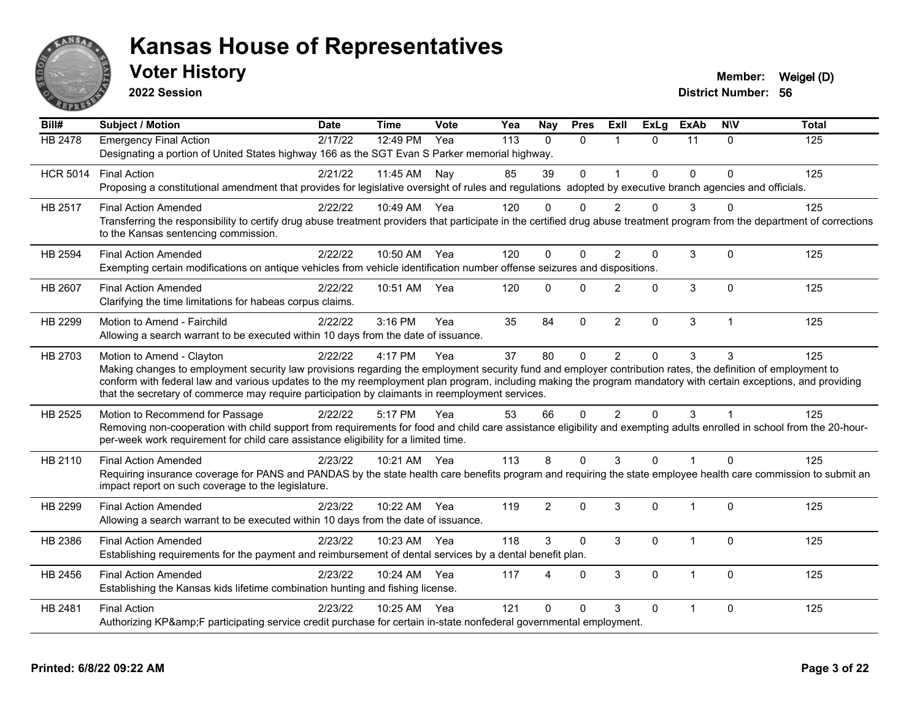# Kansas House of Representatives

## Voter History

**2022 Session**

**Member:** Weigel (D)
**District Number:** 56

| Bill# | Subject / Motion | Date | Time | Vote | Yea | Nay | Pres | ExII | ExLg | ExAb | N\V | Total |
|---|---|---|---|---|---|---|---|---|---|---|---|---|
| HB 2478 | Emergency Final Action | 2/17/22 | 12:49 PM | Yea | 113 | 0 | 0 | 1 | 0 | 11 | 0 | 125 |
| | Designating a portion of United States highway 166 as the SGT Evan S Parker memorial highway. | | | | | | | | | | | |
| HCR 5014 | Final Action | 2/21/22 | 11:45 AM | Nay | 85 | 39 | 0 | 1 | 0 | 0 | 0 | 125 |
| | Proposing a constitutional amendment that provides for legislative oversight of rules and regulations adopted by executive branch agencies and officials. | | | | | | | | | | | |
| HB 2517 | Final Action Amended | 2/22/22 | 10:49 AM | Yea | 120 | 0 | 0 | 2 | 0 | 3 | 0 | 125 |
| | Transferring the responsibility to certify drug abuse treatment providers that participate in the certified drug abuse treatment program from the department of corrections to the Kansas sentencing commission. | | | | | | | | | | | |
| HB 2594 | Final Action Amended | 2/22/22 | 10:50 AM | Yea | 120 | 0 | 0 | 2 | 0 | 3 | 0 | 125 |
| | Exempting certain modifications on antique vehicles from vehicle identification number offense seizures and dispositions. | | | | | | | | | | | |
| HB 2607 | Final Action Amended | 2/22/22 | 10:51 AM | Yea | 120 | 0 | 0 | 2 | 0 | 3 | 0 | 125 |
| | Clarifying the time limitations for habeas corpus claims. | | | | | | | | | | | |
| HB 2299 | Motion to Amend - Fairchild | 2/22/22 | 3:16 PM | Yea | 35 | 84 | 0 | 2 | 0 | 3 | 1 | 125 |
| | Allowing a search warrant to be executed within 10 days from the date of issuance. | | | | | | | | | | | |
| HB 2703 | Motion to Amend - Clayton | 2/22/22 | 4:17 PM | Yea | 37 | 80 | 0 | 2 | 0 | 3 | 3 | 125 |
| | Making changes to employment security law provisions regarding the employment security fund and employer contribution rates, the definition of employment to conform with federal law and various updates to the my reemployment plan program, including making the program mandatory with certain exceptions, and providing that the secretary of commerce may require participation by claimants in reemployment services. | | | | | | | | | | | |
| HB 2525 | Motion to Recommend for Passage | 2/22/22 | 5:17 PM | Yea | 53 | 66 | 0 | 2 | 0 | 3 | 1 | 125 |
| | Removing non-cooperation with child support from requirements for food and child care assistance eligibility and exempting adults enrolled in school from the 20-hour-per-week work requirement for child care assistance eligibility for a limited time. | | | | | | | | | | | |
| HB 2110 | Final Action Amended | 2/23/22 | 10:21 AM | Yea | 113 | 8 | 0 | 3 | 0 | 1 | 0 | 125 |
| | Requiring insurance coverage for PANS and PANDAS by the state health care benefits program and requiring the state employee health care commission to submit an impact report on such coverage to the legislature. | | | | | | | | | | | |
| HB 2299 | Final Action Amended | 2/23/22 | 10:22 AM | Yea | 119 | 2 | 0 | 3 | 0 | 1 | 0 | 125 |
| | Allowing a search warrant to be executed within 10 days from the date of issuance. | | | | | | | | | | | |
| HB 2386 | Final Action Amended | 2/23/22 | 10:23 AM | Yea | 118 | 3 | 0 | 3 | 0 | 1 | 0 | 125 |
| | Establishing requirements for the payment and reimbursement of dental services by a dental benefit plan. | | | | | | | | | | | |
| HB 2456 | Final Action Amended | 2/23/22 | 10:24 AM | Yea | 117 | 4 | 0 | 3 | 0 | 1 | 0 | 125 |
| | Establishing the Kansas kids lifetime combination hunting and fishing license. | | | | | | | | | | | |
| HB 2481 | Final Action | 2/23/22 | 10:25 AM | Yea | 121 | 0 | 0 | 3 | 0 | 1 | 0 | 125 |
| | Authorizing KP&amp;F participating service credit purchase for certain in-state nonfederal governmental employment. | | | | | | | | | | | |

**Printed: 6/8/22 09:22 AM**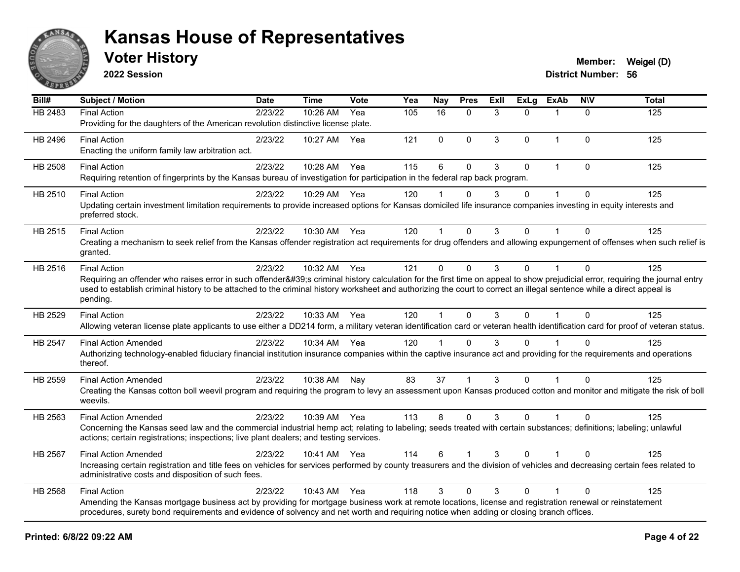# Kansas House of Representatives

## Voter History

**2022 Session**

**Member:** Weigel (D)
**District Number:** 56

| Bill# | Subject / Motion | Date | Time | Vote | Yea | Nay | Pres | ExII | ExLg | ExAb | N\V | Total |
|---|---|---|---|---|---|---|---|---|---|---|---|---|
| HB 2483 | Final Action<br>Providing for the daughters of the American revolution distinctive license plate. | 2/23/22 | 10:26 AM | Yea | 105 | 16 | 0 | 3 | 0 | 1 | 0 | 125 |
| HB 2496 | Final Action<br>Enacting the uniform family law arbitration act. | 2/23/22 | 10:27 AM | Yea | 121 | 0 | 0 | 3 | 0 | 1 | 0 | 125 |
| HB 2508 | Final Action<br>Requiring retention of fingerprints by the Kansas bureau of investigation for participation in the federal rap back program. | 2/23/22 | 10:28 AM | Yea | 115 | 6 | 0 | 3 | 0 | 1 | 0 | 125 |
| HB 2510 | Final Action<br>Updating certain investment limitation requirements to provide increased options for Kansas domiciled life insurance companies investing in equity interests and preferred stock. | 2/23/22 | 10:29 AM | Yea | 120 | 1 | 0 | 3 | 0 | 1 | 0 | 125 |
| HB 2515 | Final Action<br>Creating a mechanism to seek relief from the Kansas offender registration act requirements for drug offenders and allowing expungement of offenses when such relief is granted. | 2/23/22 | 10:30 AM | Yea | 120 | 1 | 0 | 3 | 0 | 1 | 0 | 125 |
| HB 2516 | Final Action<br>Requiring an offender who raises error in such offender&#39;s criminal history calculation for the first time on appeal to show prejudicial error, requiring the journal entry used to establish criminal history to be attached to the criminal history worksheet and authorizing the court to correct an illegal sentence while a direct appeal is pending. | 2/23/22 | 10:32 AM | Yea | 121 | 0 | 0 | 3 | 0 | 1 | 0 | 125 |
| HB 2529 | Final Action<br>Allowing veteran license plate applicants to use either a DD214 form, a military veteran identification card or veteran health identification card for proof of veteran status. | 2/23/22 | 10:33 AM | Yea | 120 | 1 | 0 | 3 | 0 | 1 | 0 | 125 |
| HB 2547 | Final Action Amended<br>Authorizing technology-enabled fiduciary financial institution insurance companies within the captive insurance act and providing for the requirements and operations thereof. | 2/23/22 | 10:34 AM | Yea | 120 | 1 | 0 | 3 | 0 | 1 | 0 | 125 |
| HB 2559 | Final Action Amended<br>Creating the Kansas cotton boll weevil program and requiring the program to levy an assessment upon Kansas produced cotton and monitor and mitigate the risk of boll weevils. | 2/23/22 | 10:38 AM | Nay | 83 | 37 | 1 | 3 | 0 | 1 | 0 | 125 |
| HB 2563 | Final Action Amended<br>Concerning the Kansas seed law and the commercial industrial hemp act; relating to labeling; seeds treated with certain substances; definitions; labeling; unlawful actions; certain registrations; inspections; live plant dealers; and testing services. | 2/23/22 | 10:39 AM | Yea | 113 | 8 | 0 | 3 | 0 | 1 | 0 | 125 |
| HB 2567 | Final Action Amended<br>Increasing certain registration and title fees on vehicles for services performed by county treasurers and the division of vehicles and decreasing certain fees related to administrative costs and disposition of such fees. | 2/23/22 | 10:41 AM | Yea | 114 | 6 | 1 | 3 | 0 | 1 | 0 | 125 |
| HB 2568 | Final Action<br>Amending the Kansas mortgage business act by providing for mortgage business work at remote locations, license and registration renewal or reinstatement procedures, surety bond requirements and evidence of solvency and net worth and requiring notice when adding or closing branch offices. | 2/23/22 | 10:43 AM | Yea | 118 | 3 | 0 | 3 | 0 | 1 | 0 | 125 |

**Printed: 6/8/22 09:22 AM**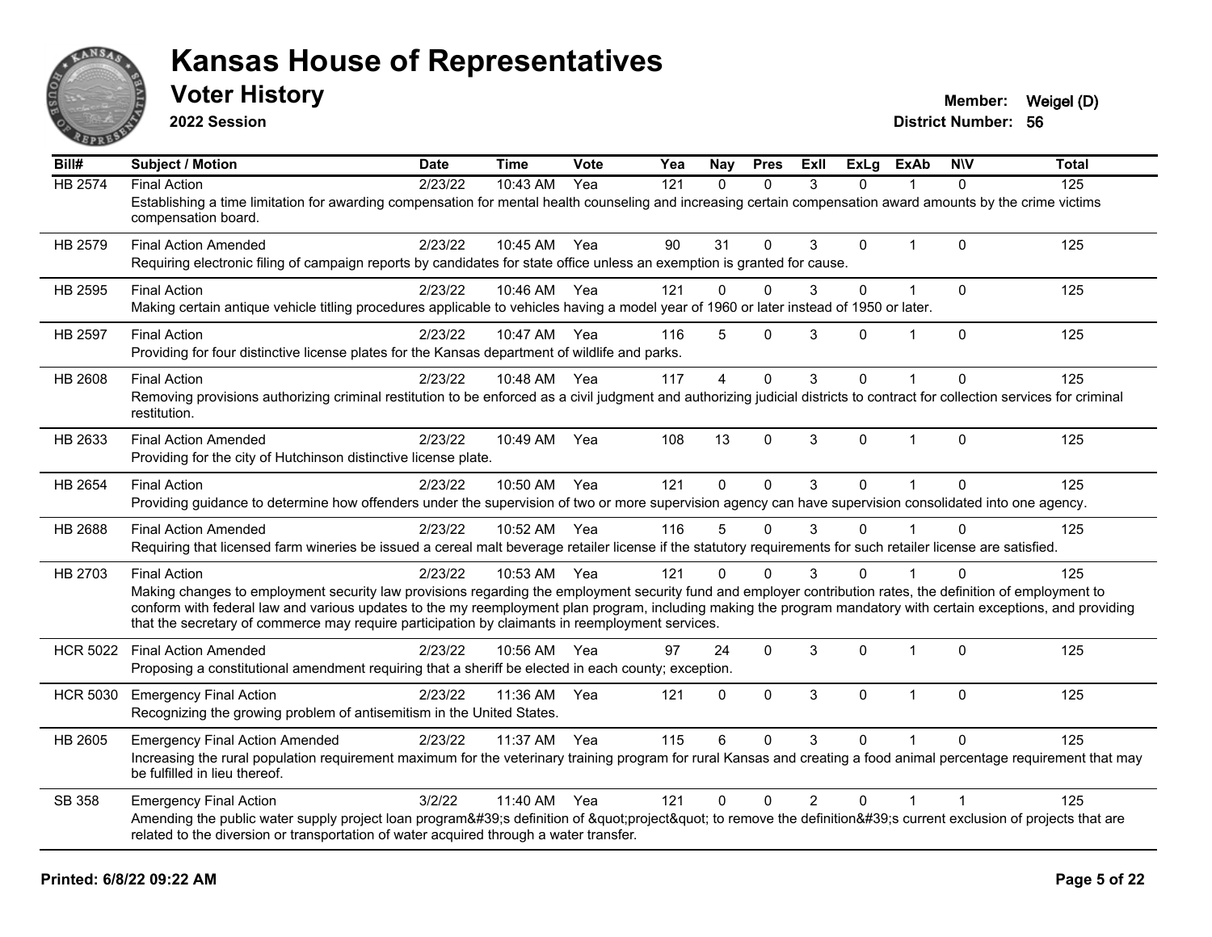# Kansas House of Representatives

## Voter History

**2022 Session**

**Member:** Weigel (D)
**District Number:** 56

| Bill# | Subject / Motion | Date | Time | Vote | Yea | Nay | Pres | ExII | ExLg | ExAb | N\V | Total |
|---|---|---|---|---|---|---|---|---|---|---|---|---|
| HB 2574 | Final Action | 2/23/22 | 10:43 AM | Yea | 121 | 0 | 0 | 3 | 0 | 1 | 0 | 125 |
| | Establishing a time limitation for awarding compensation for mental health counseling and increasing certain compensation award amounts by the crime victims compensation board. | | | | | | | | | | | |
| HB 2579 | Final Action Amended | 2/23/22 | 10:45 AM | Yea | 90 | 31 | 0 | 3 | 0 | 1 | 0 | 125 |
| | Requiring electronic filing of campaign reports by candidates for state office unless an exemption is granted for cause. | | | | | | | | | | | |
| HB 2595 | Final Action | 2/23/22 | 10:46 AM | Yea | 121 | 0 | 0 | 3 | 0 | 1 | 0 | 125 |
| | Making certain antique vehicle titling procedures applicable to vehicles having a model year of 1960 or later instead of 1950 or later. | | | | | | | | | | | |
| HB 2597 | Final Action | 2/23/22 | 10:47 AM | Yea | 116 | 5 | 0 | 3 | 0 | 1 | 0 | 125 |
| | Providing for four distinctive license plates for the Kansas department of wildlife and parks. | | | | | | | | | | | |
| HB 2608 | Final Action | 2/23/22 | 10:48 AM | Yea | 117 | 4 | 0 | 3 | 0 | 1 | 0 | 125 |
| | Removing provisions authorizing criminal restitution to be enforced as a civil judgment and authorizing judicial districts to contract for collection services for criminal restitution. | | | | | | | | | | | |
| HB 2633 | Final Action Amended | 2/23/22 | 10:49 AM | Yea | 108 | 13 | 0 | 3 | 0 | 1 | 0 | 125 |
| | Providing for the city of Hutchinson distinctive license plate. | | | | | | | | | | | |
| HB 2654 | Final Action | 2/23/22 | 10:50 AM | Yea | 121 | 0 | 0 | 3 | 0 | 1 | 0 | 125 |
| | Providing guidance to determine how offenders under the supervision of two or more supervision agency can have supervision consolidated into one agency. | | | | | | | | | | | |
| HB 2688 | Final Action Amended | 2/23/22 | 10:52 AM | Yea | 116 | 5 | 0 | 3 | 0 | 1 | 0 | 125 |
| | Requiring that licensed farm wineries be issued a cereal malt beverage retailer license if the statutory requirements for such retailer license are satisfied. | | | | | | | | | | | |
| HB 2703 | Final Action | 2/23/22 | 10:53 AM | Yea | 121 | 0 | 0 | 3 | 0 | 1 | 0 | 125 |
| | Making changes to employment security law provisions regarding the employment security fund and employer contribution rates, the definition of employment to conform with federal law and various updates to the my reemployment plan program, including making the program mandatory with certain exceptions, and providing that the secretary of commerce may require participation by claimants in reemployment services. | | | | | | | | | | | |
| HCR 5022 | Final Action Amended | 2/23/22 | 10:56 AM | Yea | 97 | 24 | 0 | 3 | 0 | 1 | 0 | 125 |
| | Proposing a constitutional amendment requiring that a sheriff be elected in each county; exception. | | | | | | | | | | | |
| HCR 5030 | Emergency Final Action | 2/23/22 | 11:36 AM | Yea | 121 | 0 | 0 | 3 | 0 | 1 | 0 | 125 |
| | Recognizing the growing problem of antisemitism in the United States. | | | | | | | | | | | |
| HB 2605 | Emergency Final Action Amended | 2/23/22 | 11:37 AM | Yea | 115 | 6 | 0 | 3 | 0 | 1 | 0 | 125 |
| | Increasing the rural population requirement maximum for the veterinary training program for rural Kansas and creating a food animal percentage requirement that may be fulfilled in lieu thereof. | | | | | | | | | | | |
| SB 358 | Emergency Final Action | 3/2/22 | 11:40 AM | Yea | 121 | 0 | 0 | 2 | 0 | 1 | 1 | 125 |
| | Amending the public water supply project loan program&#39;s definition of &quot;project&quot; to remove the definition&#39;s current exclusion of projects that are related to the diversion or transportation of water acquired through a water transfer. | | | | | | | | | | | |

**Printed: 6/8/22 09:22 AM**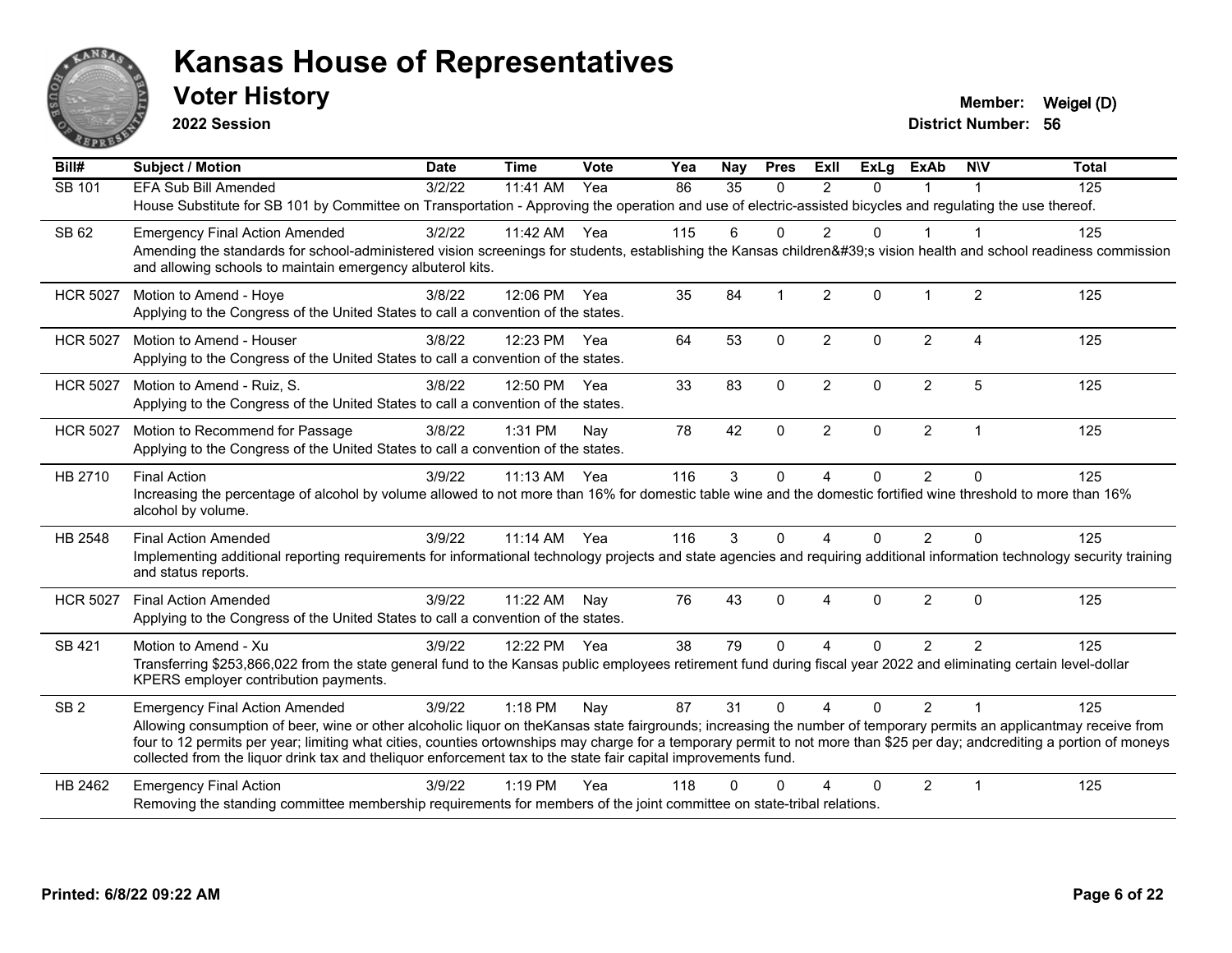# Kansas House of Representatives

## Voter History

**2022 Session**

**Member:** Weigel (D)
**District Number:** 56

| Bill# | Subject / Motion | Date | Time | Vote | Yea | Nay | Pres | ExII | ExLg | ExAb | N\V | Total |
|---|---|---|---|---|---|---|---|---|---|---|---|---|
| SB 101 | EFA Sub Bill Amended | 3/2/22 | 11:41 AM | Yea | 86 | 35 | 0 | 2 | 0 | 1 | 1 | 125 |
| | House Substitute for SB 101 by Committee on Transportation - Approving the operation and use of electric-assisted bicycles and regulating the use thereof. | | | | | | | | | | | |
| SB 62 | Emergency Final Action Amended | 3/2/22 | 11:42 AM | Yea | 115 | 6 | 0 | 2 | 0 | 1 | 1 | 125 |
| | Amending the standards for school-administered vision screenings for students, establishing the Kansas children&#39;s vision health and school readiness commission and allowing schools to maintain emergency albuterol kits. | | | | | | | | | | | |
| HCR 5027 | Motion to Amend - Hoye | 3/8/22 | 12:06 PM | Yea | 35 | 84 | 1 | 2 | 0 | 1 | 2 | 125 |
| | Applying to the Congress of the United States to call a convention of the states. | | | | | | | | | | | |
| HCR 5027 | Motion to Amend - Houser | 3/8/22 | 12:23 PM | Yea | 64 | 53 | 0 | 2 | 0 | 2 | 4 | 125 |
| | Applying to the Congress of the United States to call a convention of the states. | | | | | | | | | | | |
| HCR 5027 | Motion to Amend - Ruiz, S. | 3/8/22 | 12:50 PM | Yea | 33 | 83 | 0 | 2 | 0 | 2 | 5 | 125 |
| | Applying to the Congress of the United States to call a convention of the states. | | | | | | | | | | | |
| HCR 5027 | Motion to Recommend for Passage | 3/8/22 | 1:31 PM | Nay | 78 | 42 | 0 | 2 | 0 | 2 | 1 | 125 |
| | Applying to the Congress of the United States to call a convention of the states. | | | | | | | | | | | |
| HB 2710 | Final Action | 3/9/22 | 11:13 AM | Yea | 116 | 3 | 0 | 4 | 0 | 2 | 0 | 125 |
| | Increasing the percentage of alcohol by volume allowed to not more than 16% for domestic table wine and the domestic fortified wine threshold to more than 16% alcohol by volume. | | | | | | | | | | | |
| HB 2548 | Final Action Amended | 3/9/22 | 11:14 AM | Yea | 116 | 3 | 0 | 4 | 0 | 2 | 0 | 125 |
| | Implementing additional reporting requirements for informational technology projects and state agencies and requiring additional information technology security training and status reports. | | | | | | | | | | | |
| HCR 5027 | Final Action Amended | 3/9/22 | 11:22 AM | Nay | 76 | 43 | 0 | 4 | 0 | 2 | 0 | 125 |
| | Applying to the Congress of the United States to call a convention of the states. | | | | | | | | | | | |
| SB 421 | Motion to Amend - Xu | 3/9/22 | 12:22 PM | Yea | 38 | 79 | 0 | 4 | 0 | 2 | 2 | 125 |
| | Transferring $253,866,022 from the state general fund to the Kansas public employees retirement fund during fiscal year 2022 and eliminating certain level-dollar KPERS employer contribution payments. | | | | | | | | | | | |
| SB 2 | Emergency Final Action Amended | 3/9/22 | 1:18 PM | Nay | 87 | 31 | 0 | 4 | 0 | 2 | 1 | 125 |
| | Allowing consumption of beer, wine or other alcoholic liquor on theKansas state fairgrounds; increasing the number of temporary permits an applicantmay receive from four to 12 permits per year; limiting what cities, counties ortownships may charge for a temporary permit to not more than $25 per day; andcrediting a portion of moneys collected from the liquor drink tax and theliquor enforcement tax to the state fair capital improvements fund. | | | | | | | | | | | |
| HB 2462 | Emergency Final Action | 3/9/22 | 1:19 PM | Yea | 118 | 0 | 0 | 4 | 0 | 2 | 1 | 125 |
| | Removing the standing committee membership requirements for members of the joint committee on state-tribal relations. | | | | | | | | | | | |

**Printed: 6/8/22 09:22 AM**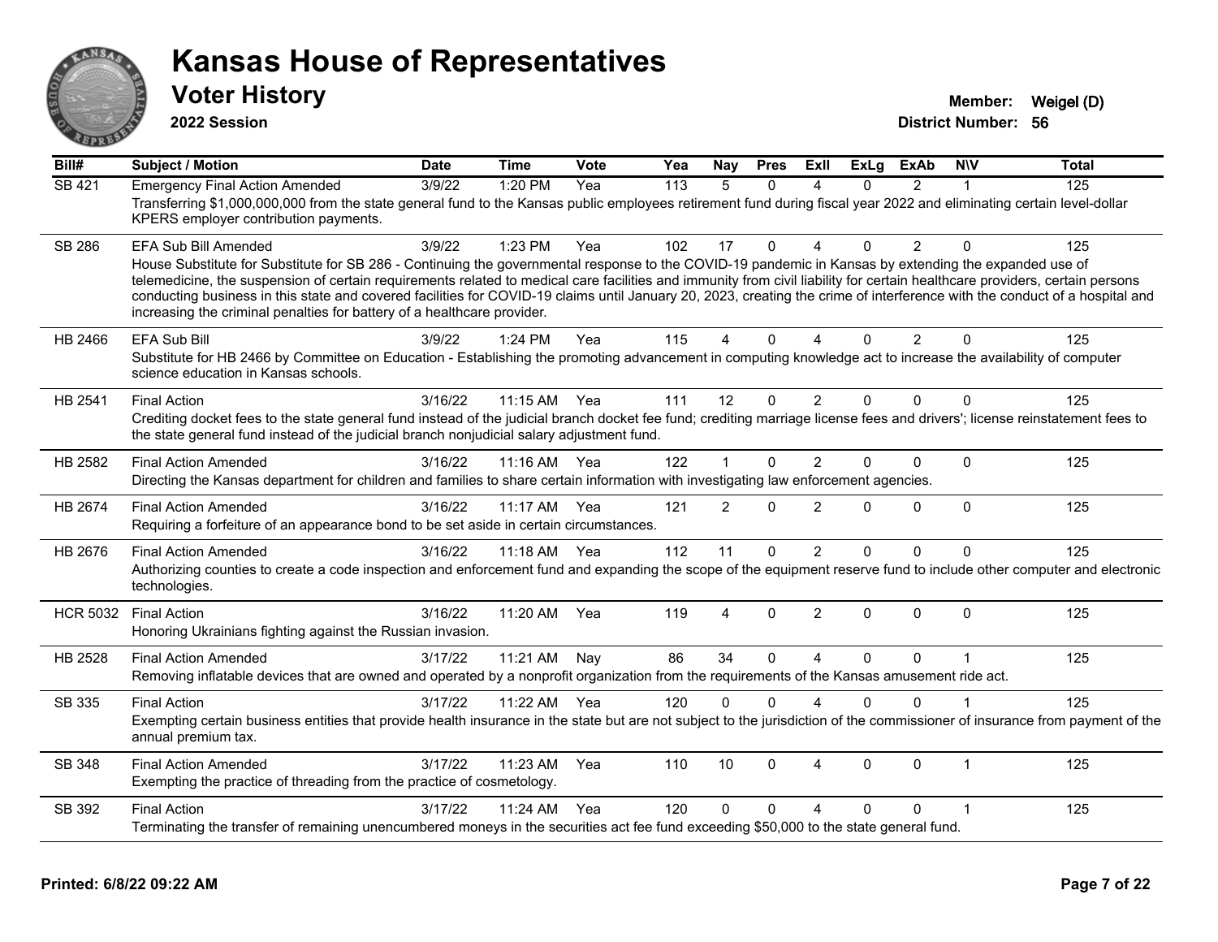# Kansas House of Representatives

## Voter History

**2022 Session**

**Member:** Weigel (D)
**District Number:** 56

| Bill# | Subject / Motion | Date | Time | Vote | Yea | Nay | Pres | ExII | ExLg | ExAb | N\V | Total |
|---|---|---|---|---|---|---|---|---|---|---|---|---|
| SB 421 | Emergency Final Action Amended | 3/9/22 | 1:20 PM | Yea | 113 | 5 | 0 | 4 | 0 | 2 | 1 | 125 |
| | Transferring $1,000,000,000 from the state general fund to the Kansas public employees retirement fund during fiscal year 2022 and eliminating certain level-dollar KPERS employer contribution payments. | | | | | | | | | | | |
| SB 286 | EFA Sub Bill Amended | 3/9/22 | 1:23 PM | Yea | 102 | 17 | 0 | 4 | 0 | 2 | 0 | 125 |
| | House Substitute for Substitute for SB 286 - Continuing the governmental response to the COVID-19 pandemic in Kansas by extending the expanded use of telemedicine, the suspension of certain requirements related to medical care facilities and immunity from civil liability for certain healthcare providers, certain persons conducting business in this state and covered facilities for COVID-19 claims until January 20, 2023, creating the crime of interference with the conduct of a hospital and increasing the criminal penalties for battery of a healthcare provider. | | | | | | | | | | | |
| HB 2466 | EFA Sub Bill | 3/9/22 | 1:24 PM | Yea | 115 | 4 | 0 | 4 | 0 | 2 | 0 | 125 |
| | Substitute for HB 2466 by Committee on Education - Establishing the promoting advancement in computing knowledge act to increase the availability of computer science education in Kansas schools. | | | | | | | | | | | |
| HB 2541 | Final Action | 3/16/22 | 11:15 AM | Yea | 111 | 12 | 0 | 2 | 0 | 0 | 0 | 125 |
| | Crediting docket fees to the state general fund instead of the judicial branch docket fee fund; crediting marriage license fees and drivers'; license reinstatement fees to the state general fund instead of the judicial branch nonjudicial salary adjustment fund. | | | | | | | | | | | |
| HB 2582 | Final Action Amended | 3/16/22 | 11:16 AM | Yea | 122 | 1 | 0 | 2 | 0 | 0 | 0 | 125 |
| | Directing the Kansas department for children and families to share certain information with investigating law enforcement agencies. | | | | | | | | | | | |
| HB 2674 | Final Action Amended | 3/16/22 | 11:17 AM | Yea | 121 | 2 | 0 | 2 | 0 | 0 | 0 | 125 |
| | Requiring a forfeiture of an appearance bond to be set aside in certain circumstances. | | | | | | | | | | | |
| HB 2676 | Final Action Amended | 3/16/22 | 11:18 AM | Yea | 112 | 11 | 0 | 2 | 0 | 0 | 0 | 125 |
| | Authorizing counties to create a code inspection and enforcement fund and expanding the scope of the equipment reserve fund to include other computer and electronic technologies. | | | | | | | | | | | |
| HCR 5032 | Final Action | 3/16/22 | 11:20 AM | Yea | 119 | 4 | 0 | 2 | 0 | 0 | 0 | 125 |
| | Honoring Ukrainians fighting against the Russian invasion. | | | | | | | | | | | |
| HB 2528 | Final Action Amended | 3/17/22 | 11:21 AM | Nay | 86 | 34 | 0 | 4 | 0 | 0 | 1 | 125 |
| | Removing inflatable devices that are owned and operated by a nonprofit organization from the requirements of the Kansas amusement ride act. | | | | | | | | | | | |
| SB 335 | Final Action | 3/17/22 | 11:22 AM | Yea | 120 | 0 | 0 | 4 | 0 | 0 | 1 | 125 |
| | Exempting certain business entities that provide health insurance in the state but are not subject to the jurisdiction of the commissioner of insurance from payment of the annual premium tax. | | | | | | | | | | | |
| SB 348 | Final Action Amended | 3/17/22 | 11:23 AM | Yea | 110 | 10 | 0 | 4 | 0 | 0 | 1 | 125 |
| | Exempting the practice of threading from the practice of cosmetology. | | | | | | | | | | | |
| SB 392 | Final Action | 3/17/22 | 11:24 AM | Yea | 120 | 0 | 0 | 4 | 0 | 0 | 1 | 125 |
| | Terminating the transfer of remaining unencumbered moneys in the securities act fee fund exceeding $50,000 to the state general fund. | | | | | | | | | | | |

**Printed: 6/8/22 09:22 AM**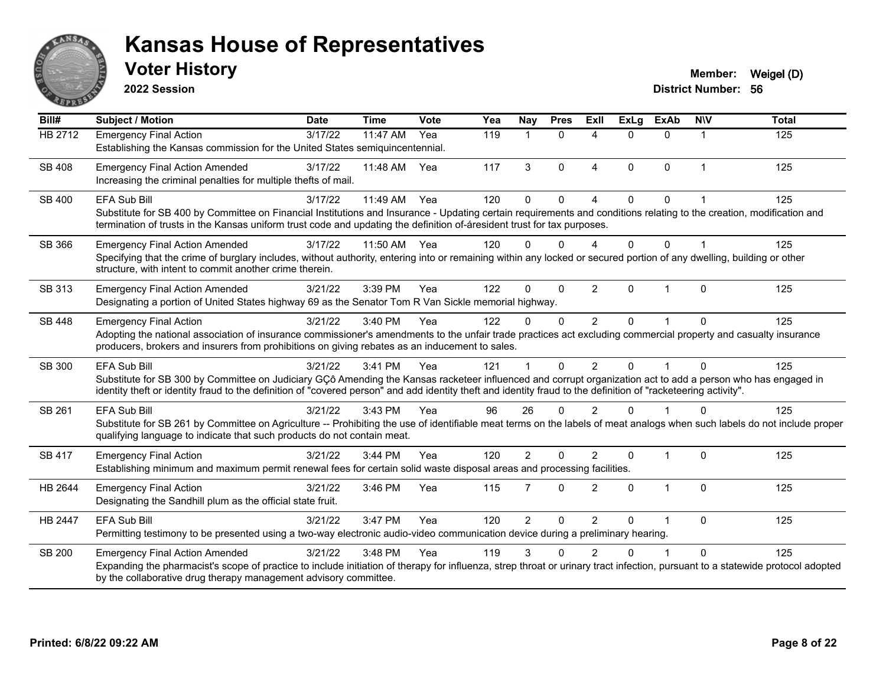# Kansas House of Representatives

## Voter History

**2022 Session**

**Member:** Weigel (D)
**District Number:** 56

| Bill# | Subject / Motion | Date | Time | Vote | Yea | Nay | Pres | ExII | ExLg | ExAb | N\V | Total |
|---|---|---|---|---|---|---|---|---|---|---|---|---|
| HB 2712 | Emergency Final Action<br>Establishing the Kansas commission for the United States semiquincentennial. | 3/17/22 | 11:47 AM | Yea | 119 | 1 | 0 | 4 | 0 | 0 | 1 | 125 |
| SB 408 | Emergency Final Action Amended<br>Increasing the criminal penalties for multiple thefts of mail. | 3/17/22 | 11:48 AM | Yea | 117 | 3 | 0 | 4 | 0 | 0 | 1 | 125 |
| SB 400 | EFA Sub Bill<br>Substitute for SB 400 by Committee on Financial Institutions and Insurance - Updating certain requirements and conditions relating to the creation, modification and termination of trusts in the Kansas uniform trust code and updating the definition of-áresident trust for tax purposes. | 3/17/22 | 11:49 AM | Yea | 120 | 0 | 0 | 4 | 0 | 0 | 1 | 125 |
| SB 366 | Emergency Final Action Amended<br>Specifying that the crime of burglary includes, without authority, entering into or remaining within any locked or secured portion of any dwelling, building or other structure, with intent to commit another crime therein. | 3/17/22 | 11:50 AM | Yea | 120 | 0 | 0 | 4 | 0 | 0 | 1 | 125 |
| SB 313 | Emergency Final Action Amended<br>Designating a portion of United States highway 69 as the Senator Tom R Van Sickle memorial highway. | 3/21/22 | 3:39 PM | Yea | 122 | 0 | 0 | 2 | 0 | 1 | 0 | 125 |
| SB 448 | Emergency Final Action<br>Adopting the national association of insurance commissioner's amendments to the unfair trade practices act excluding commercial property and casualty insurance producers, brokers and insurers from prohibitions on giving rebates as an inducement to sales. | 3/21/22 | 3:40 PM | Yea | 122 | 0 | 0 | 2 | 0 | 1 | 0 | 125 |
| SB 300 | EFA Sub Bill<br>Substitute for SB 300 by Committee on Judiciary GÇô Amending the Kansas racketeer influenced and corrupt organization act to add a person who has engaged in identity theft or identity fraud to the definition of "covered person" and add identity theft and identity fraud to the definition of "racketeering activity". | 3/21/22 | 3:41 PM | Yea | 121 | 1 | 0 | 2 | 0 | 1 | 0 | 125 |
| SB 261 | EFA Sub Bill<br>Substitute for SB 261 by Committee on Agriculture -- Prohibiting the use of identifiable meat terms on the labels of meat analogs when such labels do not include proper qualifying language to indicate that such products do not contain meat. | 3/21/22 | 3:43 PM | Yea | 96 | 26 | 0 | 2 | 0 | 1 | 0 | 125 |
| SB 417 | Emergency Final Action<br>Establishing minimum and maximum permit renewal fees for certain solid waste disposal areas and processing facilities. | 3/21/22 | 3:44 PM | Yea | 120 | 2 | 0 | 2 | 0 | 1 | 0 | 125 |
| HB 2644 | Emergency Final Action<br>Designating the Sandhill plum as the official state fruit. | 3/21/22 | 3:46 PM | Yea | 115 | 7 | 0 | 2 | 0 | 1 | 0 | 125 |
| HB 2447 | EFA Sub Bill<br>Permitting testimony to be presented using a two-way electronic audio-video communication device during a preliminary hearing. | 3/21/22 | 3:47 PM | Yea | 120 | 2 | 0 | 2 | 0 | 1 | 0 | 125 |
| SB 200 | Emergency Final Action Amended<br>Expanding the pharmacist's scope of practice to include initiation of therapy for influenza, strep throat or urinary tract infection, pursuant to a statewide protocol adopted by the collaborative drug therapy management advisory committee. | 3/21/22 | 3:48 PM | Yea | 119 | 3 | 0 | 2 | 0 | 1 | 0 | 125 |

**Printed: 6/8/22 09:22 AM**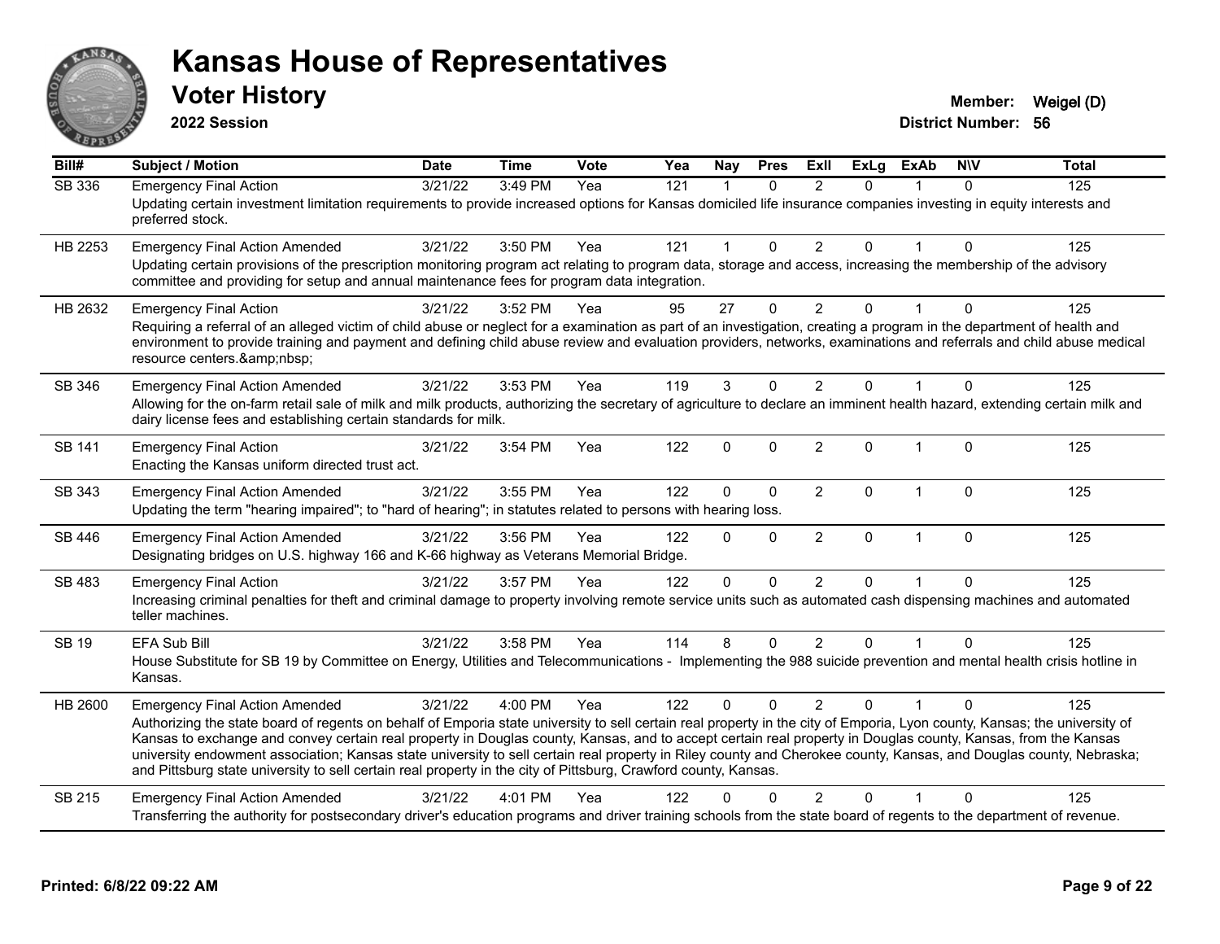# Kansas House of Representatives

## Voter History

**2022 Session**

**Member:** Weigel (D)
**District Number:** 56

| Bill# | Subject / Motion | Date | Time | Vote | Yea | Nay | Pres | ExII | ExLg | ExAb | N\V | Total |
|---|---|---|---|---|---|---|---|---|---|---|---|---|
| SB 336 | Emergency Final Action | 3/21/22 | 3:49 PM | Yea | 121 | 1 | 0 | 2 | 0 | 1 | 0 | 125 |
| | Updating certain investment limitation requirements to provide increased options for Kansas domiciled life insurance companies investing in equity interests and preferred stock. | | | | | | | | | | | |
| HB 2253 | Emergency Final Action Amended | 3/21/22 | 3:50 PM | Yea | 121 | 1 | 0 | 2 | 0 | 1 | 0 | 125 |
| | Updating certain provisions of the prescription monitoring program act relating to program data, storage and access, increasing the membership of the advisory committee and providing for setup and annual maintenance fees for program data integration. | | | | | | | | | | | |
| HB 2632 | Emergency Final Action | 3/21/22 | 3:52 PM | Yea | 95 | 27 | 0 | 2 | 0 | 1 | 0 | 125 |
| | Requiring a referral of an alleged victim of child abuse or neglect for a examination as part of an investigation, creating a program in the department of health and environment to provide training and payment and defining child abuse review and evaluation providers, networks, examinations and referrals and child abuse medical resource centers.&amp;nbsp; | | | | | | | | | | | |
| SB 346 | Emergency Final Action Amended | 3/21/22 | 3:53 PM | Yea | 119 | 3 | 0 | 2 | 0 | 1 | 0 | 125 |
| | Allowing for the on-farm retail sale of milk and milk products, authorizing the secretary of agriculture to declare an imminent health hazard, extending certain milk and dairy license fees and establishing certain standards for milk. | | | | | | | | | | | |
| SB 141 | Emergency Final Action | 3/21/22 | 3:54 PM | Yea | 122 | 0 | 0 | 2 | 0 | 1 | 0 | 125 |
| | Enacting the Kansas uniform directed trust act. | | | | | | | | | | | |
| SB 343 | Emergency Final Action Amended | 3/21/22 | 3:55 PM | Yea | 122 | 0 | 0 | 2 | 0 | 1 | 0 | 125 |
| | Updating the term "hearing impaired"; to "hard of hearing"; in statutes related to persons with hearing loss. | | | | | | | | | | | |
| SB 446 | Emergency Final Action Amended | 3/21/22 | 3:56 PM | Yea | 122 | 0 | 0 | 2 | 0 | 1 | 0 | 125 |
| | Designating bridges on U.S. highway 166 and K-66 highway as Veterans Memorial Bridge. | | | | | | | | | | | |
| SB 483 | Emergency Final Action | 3/21/22 | 3:57 PM | Yea | 122 | 0 | 0 | 2 | 0 | 1 | 0 | 125 |
| | Increasing criminal penalties for theft and criminal damage to property involving remote service units such as automated cash dispensing machines and automated teller machines. | | | | | | | | | | | |
| SB 19 | EFA Sub Bill | 3/21/22 | 3:58 PM | Yea | 114 | 8 | 0 | 2 | 0 | 1 | 0 | 125 |
| | House Substitute for SB 19 by Committee on Energy, Utilities and Telecommunications - Implementing the 988 suicide prevention and mental health crisis hotline in Kansas. | | | | | | | | | | | |
| HB 2600 | Emergency Final Action Amended | 3/21/22 | 4:00 PM | Yea | 122 | 0 | 0 | 2 | 0 | 1 | 0 | 125 |
| | Authorizing the state board of regents on behalf of Emporia state university to sell certain real property in the city of Emporia, Lyon county, Kansas; the university of Kansas to exchange and convey certain real property in Douglas county, Kansas, and to accept certain real property in Douglas county, Kansas, from the Kansas university endowment association; Kansas state university to sell certain real property in Riley county and Cherokee county, Kansas, and Douglas county, Nebraska; and Pittsburg state university to sell certain real property in the city of Pittsburg, Crawford county, Kansas. | | | | | | | | | | | |
| SB 215 | Emergency Final Action Amended | 3/21/22 | 4:01 PM | Yea | 122 | 0 | 0 | 2 | 0 | 1 | 0 | 125 |
| | Transferring the authority for postsecondary driver's education programs and driver training schools from the state board of regents to the department of revenue. | | | | | | | | | | | |

**Printed: 6/8/22 09:22 AM**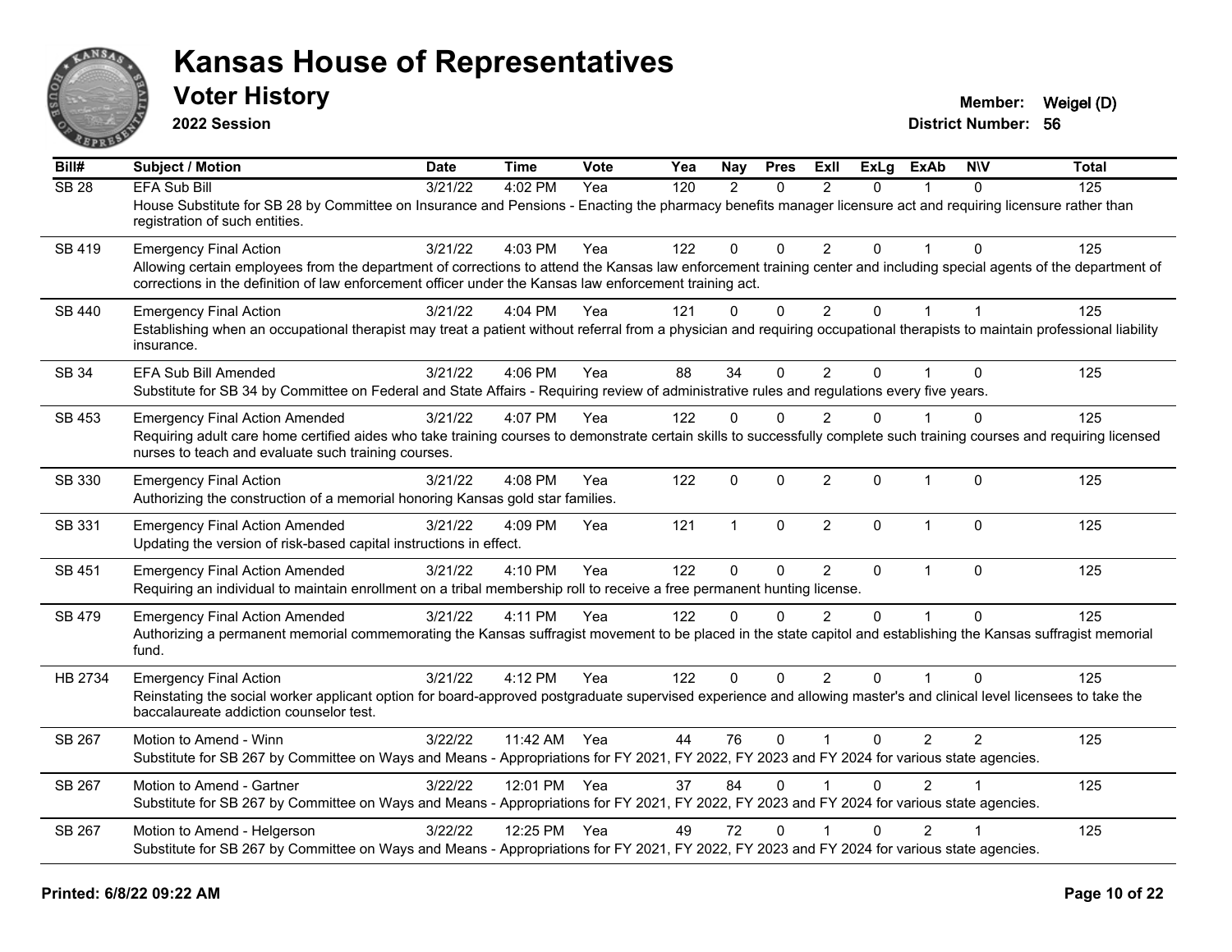# Kansas House of Representatives

## Voter History

**2022 Session**

**Member:** Weigel (D)
**District Number:** 56

| Bill# | Subject / Motion | Date | Time | Vote | Yea | Nay | Pres | ExII | ExLg | ExAb | N\V | Total |
|---|---|---|---|---|---|---|---|---|---|---|---|---|
| SB 28 | EFA Sub Bill | 3/21/22 | 4:02 PM | Yea | 120 | 2 | 0 | 2 | 0 | 1 | 0 | 125 |
| | House Substitute for SB 28 by Committee on Insurance and Pensions - Enacting the pharmacy benefits manager licensure act and requiring licensure rather than registration of such entities. | | | | | | | | | | | |
| SB 419 | Emergency Final Action | 3/21/22 | 4:03 PM | Yea | 122 | 0 | 0 | 2 | 0 | 1 | 0 | 125 |
| | Allowing certain employees from the department of corrections to attend the Kansas law enforcement training center and including special agents of the department of corrections in the definition of law enforcement officer under the Kansas law enforcement training act. | | | | | | | | | | | |
| SB 440 | Emergency Final Action | 3/21/22 | 4:04 PM | Yea | 121 | 0 | 0 | 2 | 0 | 1 | 1 | 125 |
| | Establishing when an occupational therapist may treat a patient without referral from a physician and requiring occupational therapists to maintain professional liability insurance. | | | | | | | | | | | |
| SB 34 | EFA Sub Bill Amended | 3/21/22 | 4:06 PM | Yea | 88 | 34 | 0 | 2 | 0 | 1 | 0 | 125 |
| | Substitute for SB 34 by Committee on Federal and State Affairs - Requiring review of administrative rules and regulations every five years. | | | | | | | | | | | |
| SB 453 | Emergency Final Action Amended | 3/21/22 | 4:07 PM | Yea | 122 | 0 | 0 | 2 | 0 | 1 | 0 | 125 |
| | Requiring adult care home certified aides who take training courses to demonstrate certain skills to successfully complete such training courses and requiring licensed nurses to teach and evaluate such training courses. | | | | | | | | | | | |
| SB 330 | Emergency Final Action | 3/21/22 | 4:08 PM | Yea | 122 | 0 | 0 | 2 | 0 | 1 | 0 | 125 |
| | Authorizing the construction of a memorial honoring Kansas gold star families. | | | | | | | | | | | |
| SB 331 | Emergency Final Action Amended | 3/21/22 | 4:09 PM | Yea | 121 | 1 | 0 | 2 | 0 | 1 | 0 | 125 |
| | Updating the version of risk-based capital instructions in effect. | | | | | | | | | | | |
| SB 451 | Emergency Final Action Amended | 3/21/22 | 4:10 PM | Yea | 122 | 0 | 0 | 2 | 0 | 1 | 0 | 125 |
| | Requiring an individual to maintain enrollment on a tribal membership roll to receive a free permanent hunting license. | | | | | | | | | | | |
| SB 479 | Emergency Final Action Amended | 3/21/22 | 4:11 PM | Yea | 122 | 0 | 0 | 2 | 0 | 1 | 0 | 125 |
| | Authorizing a permanent memorial commemorating the Kansas suffragist movement to be placed in the state capitol and establishing the Kansas suffragist memorial fund. | | | | | | | | | | | |
| HB 2734 | Emergency Final Action | 3/21/22 | 4:12 PM | Yea | 122 | 0 | 0 | 2 | 0 | 1 | 0 | 125 |
| | Reinstating the social worker applicant option for board-approved postgraduate supervised experience and allowing master's and clinical level licensees to take the baccalaureate addiction counselor test. | | | | | | | | | | | |
| SB 267 | Motion to Amend - Winn | 3/22/22 | 11:42 AM | Yea | 44 | 76 | 0 | 1 | 0 | 2 | 2 | 125 |
| | Substitute for SB 267 by Committee on Ways and Means - Appropriations for FY 2021, FY 2022, FY 2023 and FY 2024 for various state agencies. | | | | | | | | | | | |
| SB 267 | Motion to Amend - Gartner | 3/22/22 | 12:01 PM | Yea | 37 | 84 | 0 | 1 | 0 | 2 | 1 | 125 |
| | Substitute for SB 267 by Committee on Ways and Means - Appropriations for FY 2021, FY 2022, FY 2023 and FY 2024 for various state agencies. | | | | | | | | | | | |
| SB 267 | Motion to Amend - Helgerson | 3/22/22 | 12:25 PM | Yea | 49 | 72 | 0 | 1 | 0 | 2 | 1 | 125 |
| | Substitute for SB 267 by Committee on Ways and Means - Appropriations for FY 2021, FY 2022, FY 2023 and FY 2024 for various state agencies. | | | | | | | | | | | |

**Printed: 6/8/22 09:22 AM**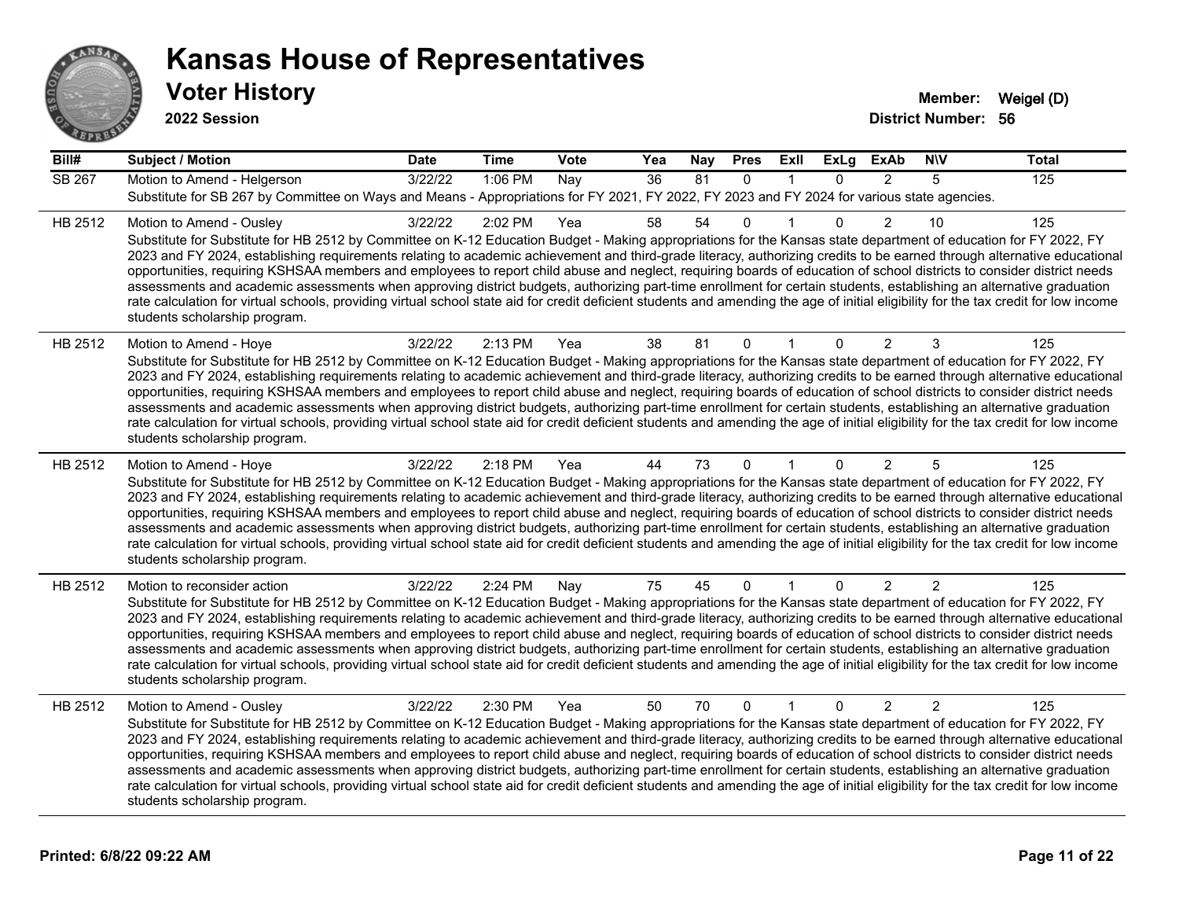# Kansas House of Representatives

## Voter History

**2022 Session**

**Member:** Weigel (D)
**District Number:** 56

| Bill# | Subject / Motion | Date | Time | Vote | Yea | Nay | Pres | ExII | ExLg | ExAb | N\V | Total |
|---|---|---|---|---|---|---|---|---|---|---|---|---|
| SB 267 | Motion to Amend - Helgerson | 3/22/22 | 1:06 PM | Nay | 36 | 81 | 0 | 1 | 0 | 2 | 5 | 125 |
| | Substitute for SB 267 by Committee on Ways and Means - Appropriations for FY 2021, FY 2022, FY 2023 and FY 2024 for various state agencies. | | | | | | | | | | | |
| HB 2512 | Motion to Amend - Ousley | 3/22/22 | 2:02 PM | Yea | 58 | 54 | 0 | 1 | 0 | 2 | 10 | 125 |
| | Substitute for Substitute for HB 2512 by Committee on K-12 Education Budget - Making appropriations for the Kansas state department of education for FY 2022, FY 2023 and FY 2024, establishing requirements relating to academic achievement and third-grade literacy, authorizing credits to be earned through alternative educational opportunities, requiring KSHSAA members and employees to report child abuse and neglect, requiring boards of education of school districts to consider district needs assessments and academic assessments when approving district budgets, authorizing part-time enrollment for certain students, establishing an alternative graduation rate calculation for virtual schools, providing virtual school state aid for credit deficient students and amending the age of initial eligibility for the tax credit for low income students scholarship program. | | | | | | | | | | | |
| HB 2512 | Motion to Amend - Hoye | 3/22/22 | 2:13 PM | Yea | 38 | 81 | 0 | 1 | 0 | 2 | 3 | 125 |
| | Substitute for Substitute for HB 2512 by Committee on K-12 Education Budget - Making appropriations for the Kansas state department of education for FY 2022, FY 2023 and FY 2024, establishing requirements relating to academic achievement and third-grade literacy, authorizing credits to be earned through alternative educational opportunities, requiring KSHSAA members and employees to report child abuse and neglect, requiring boards of education of school districts to consider district needs assessments and academic assessments when approving district budgets, authorizing part-time enrollment for certain students, establishing an alternative graduation rate calculation for virtual schools, providing virtual school state aid for credit deficient students and amending the age of initial eligibility for the tax credit for low income students scholarship program. | | | | | | | | | | | |
| HB 2512 | Motion to Amend - Hoye | 3/22/22 | 2:18 PM | Yea | 44 | 73 | 0 | 1 | 0 | 2 | 5 | 125 |
| | Substitute for Substitute for HB 2512 by Committee on K-12 Education Budget - Making appropriations for the Kansas state department of education for FY 2022, FY 2023 and FY 2024, establishing requirements relating to academic achievement and third-grade literacy, authorizing credits to be earned through alternative educational opportunities, requiring KSHSAA members and employees to report child abuse and neglect, requiring boards of education of school districts to consider district needs assessments and academic assessments when approving district budgets, authorizing part-time enrollment for certain students, establishing an alternative graduation rate calculation for virtual schools, providing virtual school state aid for credit deficient students and amending the age of initial eligibility for the tax credit for low income students scholarship program. | | | | | | | | | | | |
| HB 2512 | Motion to reconsider action | 3/22/22 | 2:24 PM | Nay | 75 | 45 | 0 | 1 | 0 | 2 | 2 | 125 |
| | Substitute for Substitute for HB 2512 by Committee on K-12 Education Budget - Making appropriations for the Kansas state department of education for FY 2022, FY 2023 and FY 2024, establishing requirements relating to academic achievement and third-grade literacy, authorizing credits to be earned through alternative educational opportunities, requiring KSHSAA members and employees to report child abuse and neglect, requiring boards of education of school districts to consider district needs assessments and academic assessments when approving district budgets, authorizing part-time enrollment for certain students, establishing an alternative graduation rate calculation for virtual schools, providing virtual school state aid for credit deficient students and amending the age of initial eligibility for the tax credit for low income students scholarship program. | | | | | | | | | | | |
| HB 2512 | Motion to Amend - Ousley | 3/22/22 | 2:30 PM | Yea | 50 | 70 | 0 | 1 | 0 | 2 | 2 | 125 |
| | Substitute for Substitute for HB 2512 by Committee on K-12 Education Budget - Making appropriations for the Kansas state department of education for FY 2022, FY 2023 and FY 2024, establishing requirements relating to academic achievement and third-grade literacy, authorizing credits to be earned through alternative educational opportunities, requiring KSHSAA members and employees to report child abuse and neglect, requiring boards of education of school districts to consider district needs assessments and academic assessments when approving district budgets, authorizing part-time enrollment for certain students, establishing an alternative graduation rate calculation for virtual schools, providing virtual school state aid for credit deficient students and amending the age of initial eligibility for the tax credit for low income students scholarship program. | | | | | | | | | | | |

**Printed: 6/8/22 09:22 AM**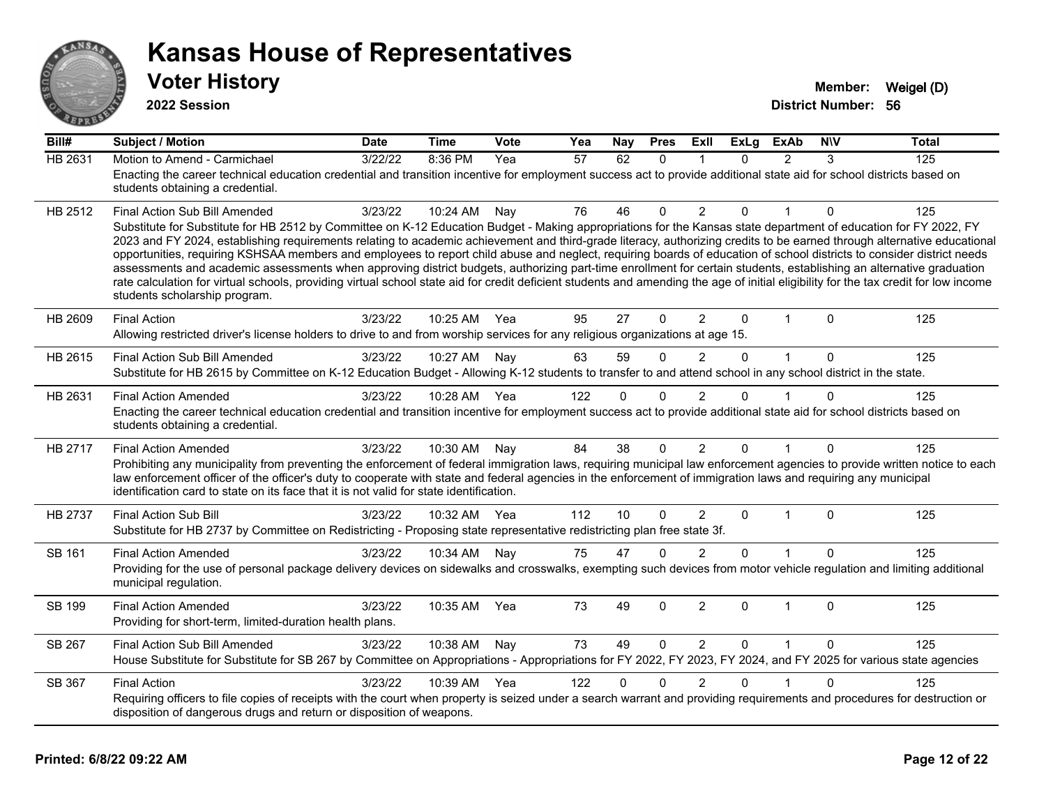# Kansas House of Representatives

## Voter History

**2022 Session**

**Member:** Weigel (D)
**District Number:** 56

| Bill# | Subject / Motion | Date | Time | Vote | Yea | Nay | Pres | ExII | ExLg | ExAb | N\V | Total |
|---|---|---|---|---|---|---|---|---|---|---|---|---|
| HB 2631 | Motion to Amend - Carmichael | 3/22/22 | 8:36 PM | Yea | 57 | 62 | 0 | 1 | 0 | 2 | 3 | 125 |
| | Enacting the career technical education credential and transition incentive for employment success act to provide additional state aid for school districts based on students obtaining a credential. | | | | | | | | | | | |
| HB 2512 | Final Action Sub Bill Amended | 3/23/22 | 10:24 AM | Nay | 76 | 46 | 0 | 2 | 0 | 1 | 0 | 125 |
| | Substitute for Substitute for HB 2512 by Committee on K-12 Education Budget - Making appropriations for the Kansas state department of education for FY 2022, FY 2023 and FY 2024, establishing requirements relating to academic achievement and third-grade literacy, authorizing credits to be earned through alternative educational opportunities, requiring KSHSAA members and employees to report child abuse and neglect, requiring boards of education of school districts to consider district needs assessments and academic assessments when approving district budgets, authorizing part-time enrollment for certain students, establishing an alternative graduation rate calculation for virtual schools, providing virtual school state aid for credit deficient students and amending the age of initial eligibility for the tax credit for low income students scholarship program. | | | | | | | | | | | |
| HB 2609 | Final Action | 3/23/22 | 10:25 AM | Yea | 95 | 27 | 0 | 2 | 0 | 1 | 0 | 125 |
| | Allowing restricted driver's license holders to drive to and from worship services for any religious organizations at age 15. | | | | | | | | | | | |
| HB 2615 | Final Action Sub Bill Amended | 3/23/22 | 10:27 AM | Nay | 63 | 59 | 0 | 2 | 0 | 1 | 0 | 125 |
| | Substitute for HB 2615 by Committee on K-12 Education Budget - Allowing K-12 students to transfer to and attend school in any school district in the state. | | | | | | | | | | | |
| HB 2631 | Final Action Amended | 3/23/22 | 10:28 AM | Yea | 122 | 0 | 0 | 2 | 0 | 1 | 0 | 125 |
| | Enacting the career technical education credential and transition incentive for employment success act to provide additional state aid for school districts based on students obtaining a credential. | | | | | | | | | | | |
| HB 2717 | Final Action Amended | 3/23/22 | 10:30 AM | Nay | 84 | 38 | 0 | 2 | 0 | 1 | 0 | 125 |
| | Prohibiting any municipality from preventing the enforcement of federal immigration laws, requiring municipal law enforcement agencies to provide written notice to each law enforcement officer of the officer's duty to cooperate with state and federal agencies in the enforcement of immigration laws and requiring any municipal identification card to state on its face that it is not valid for state identification. | | | | | | | | | | | |
| HB 2737 | Final Action Sub Bill | 3/23/22 | 10:32 AM | Yea | 112 | 10 | 0 | 2 | 0 | 1 | 0 | 125 |
| | Substitute for HB 2737 by Committee on Redistricting - Proposing state representative redistricting plan free state 3f. | | | | | | | | | | | |
| SB 161 | Final Action Amended | 3/23/22 | 10:34 AM | Nay | 75 | 47 | 0 | 2 | 0 | 1 | 0 | 125 |
| | Providing for the use of personal package delivery devices on sidewalks and crosswalks, exempting such devices from motor vehicle regulation and limiting additional municipal regulation. | | | | | | | | | | | |
| SB 199 | Final Action Amended | 3/23/22 | 10:35 AM | Yea | 73 | 49 | 0 | 2 | 0 | 1 | 0 | 125 |
| | Providing for short-term, limited-duration health plans. | | | | | | | | | | | |
| SB 267 | Final Action Sub Bill Amended | 3/23/22 | 10:38 AM | Nay | 73 | 49 | 0 | 2 | 0 | 1 | 0 | 125 |
| | House Substitute for Substitute for SB 267 by Committee on Appropriations - Appropriations for FY 2022, FY 2023, FY 2024, and FY 2025 for various state agencies | | | | | | | | | | | |
| SB 367 | Final Action | 3/23/22 | 10:39 AM | Yea | 122 | 0 | 0 | 2 | 0 | 1 | 0 | 125 |
| | Requiring officers to file copies of receipts with the court when property is seized under a search warrant and providing requirements and procedures for destruction or disposition of dangerous drugs and return or disposition of weapons. | | | | | | | | | | | |

**Printed: 6/8/22 09:22 AM**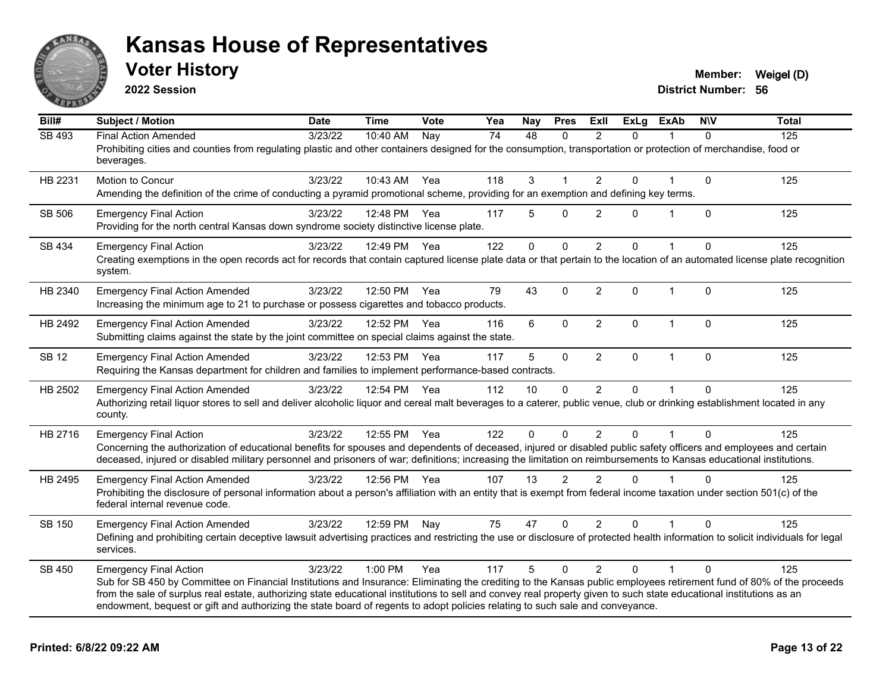# Kansas House of Representatives

## Voter History

**2022 Session**

**Member:** Weigel (D)
**District Number:** 56

| Bill# | Subject / Motion | Date | Time | Vote | Yea | Nay | Pres | ExII | ExLg | ExAb | N\V | Total |
|---|---|---|---|---|---|---|---|---|---|---|---|---|
| SB 493 | Final Action Amended | 3/23/22 | 10:40 AM | Nay | 74 | 48 | 0 | 2 | 0 | 1 | 0 | 125 |
| | Prohibiting cities and counties from regulating plastic and other containers designed for the consumption, transportation or protection of merchandise, food or beverages. | | | | | | | | | | | |
| HB 2231 | Motion to Concur | 3/23/22 | 10:43 AM | Yea | 118 | 3 | 1 | 2 | 0 | 1 | 0 | 125 |
| | Amending the definition of the crime of conducting a pyramid promotional scheme, providing for an exemption and defining key terms. | | | | | | | | | | | |
| SB 506 | Emergency Final Action | 3/23/22 | 12:48 PM | Yea | 117 | 5 | 0 | 2 | 0 | 1 | 0 | 125 |
| | Providing for the north central Kansas down syndrome society distinctive license plate. | | | | | | | | | | | |
| SB 434 | Emergency Final Action | 3/23/22 | 12:49 PM | Yea | 122 | 0 | 0 | 2 | 0 | 1 | 0 | 125 |
| | Creating exemptions in the open records act for records that contain captured license plate data or that pertain to the location of an automated license plate recognition system. | | | | | | | | | | | |
| HB 2340 | Emergency Final Action Amended | 3/23/22 | 12:50 PM | Yea | 79 | 43 | 0 | 2 | 0 | 1 | 0 | 125 |
| | Increasing the minimum age to 21 to purchase or possess cigarettes and tobacco products. | | | | | | | | | | | |
| HB 2492 | Emergency Final Action Amended | 3/23/22 | 12:52 PM | Yea | 116 | 6 | 0 | 2 | 0 | 1 | 0 | 125 |
| | Submitting claims against the state by the joint committee on special claims against the state. | | | | | | | | | | | |
| SB 12 | Emergency Final Action Amended | 3/23/22 | 12:53 PM | Yea | 117 | 5 | 0 | 2 | 0 | 1 | 0 | 125 |
| | Requiring the Kansas department for children and families to implement performance-based contracts. | | | | | | | | | | | |
| HB 2502 | Emergency Final Action Amended | 3/23/22 | 12:54 PM | Yea | 112 | 10 | 0 | 2 | 0 | 1 | 0 | 125 |
| | Authorizing retail liquor stores to sell and deliver alcoholic liquor and cereal malt beverages to a caterer, public venue, club or drinking establishment located in any county. | | | | | | | | | | | |
| HB 2716 | Emergency Final Action | 3/23/22 | 12:55 PM | Yea | 122 | 0 | 0 | 2 | 0 | 1 | 0 | 125 |
| | Concerning the authorization of educational benefits for spouses and dependents of deceased, injured or disabled public safety officers and employees and certain deceased, injured or disabled military personnel and prisoners of war; definitions; increasing the limitation on reimbursements to Kansas educational institutions. | | | | | | | | | | | |
| HB 2495 | Emergency Final Action Amended | 3/23/22 | 12:56 PM | Yea | 107 | 13 | 2 | 2 | 0 | 1 | 0 | 125 |
| | Prohibiting the disclosure of personal information about a person's affiliation with an entity that is exempt from federal income taxation under section 501(c) of the federal internal revenue code. | | | | | | | | | | | |
| SB 150 | Emergency Final Action Amended | 3/23/22 | 12:59 PM | Nay | 75 | 47 | 0 | 2 | 0 | 1 | 0 | 125 |
| | Defining and prohibiting certain deceptive lawsuit advertising practices and restricting the use or disclosure of protected health information to solicit individuals for legal services. | | | | | | | | | | | |
| SB 450 | Emergency Final Action | 3/23/22 | 1:00 PM | Yea | 117 | 5 | 0 | 2 | 0 | 1 | 0 | 125 |
| | Sub for SB 450 by Committee on Financial Institutions and Insurance: Eliminating the crediting to the Kansas public employees retirement fund of 80% of the proceeds from the sale of surplus real estate, authorizing state educational institutions to sell and convey real property given to such state educational institutions as an endowment, bequest or gift and authorizing the state board of regents to adopt policies relating to such sale and conveyance. | | | | | | | | | | | |

Printed: 6/8/22 09:22 AM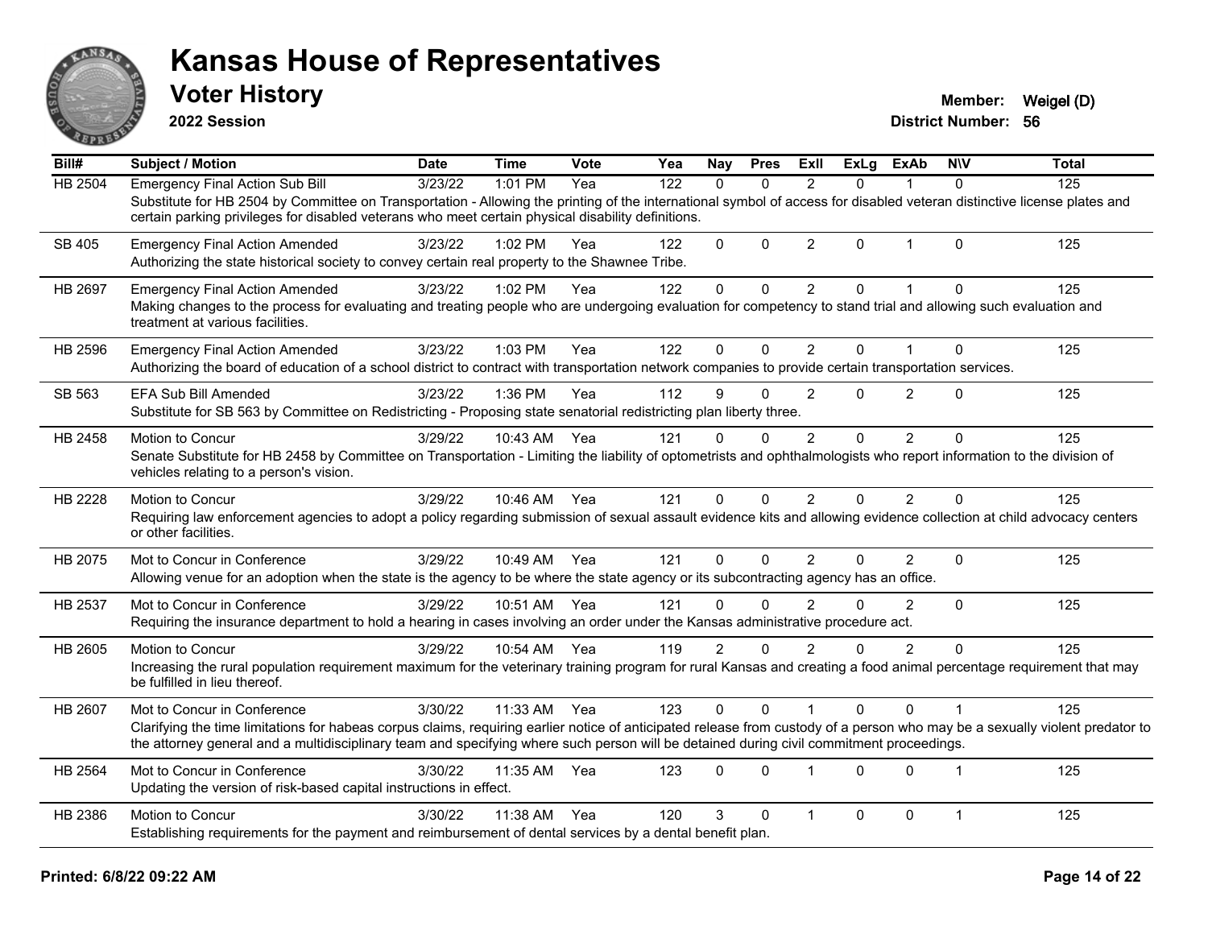# Kansas House of Representatives

## Voter History

**2022 Session**

**Member:** Weigel (D)
**District Number:** 56

| Bill# | Subject / Motion | Date | Time | Vote | Yea | Nay | Pres | ExII | ExLg | ExAb | N\V | Total |
|---|---|---|---|---|---|---|---|---|---|---|---|---|
| HB 2504 | Emergency Final Action Sub Bill | 3/23/22 | 1:01 PM | Yea | 122 | 0 | 0 | 2 | 0 | 1 | 0 | 125 |
| | Substitute for HB 2504 by Committee on Transportation - Allowing the printing of the international symbol of access for disabled veteran distinctive license plates and certain parking privileges for disabled veterans who meet certain physical disability definitions. | | | | | | | | | | | |
| SB 405 | Emergency Final Action Amended | 3/23/22 | 1:02 PM | Yea | 122 | 0 | 0 | 2 | 0 | 1 | 0 | 125 |
| | Authorizing the state historical society to convey certain real property to the Shawnee Tribe. | | | | | | | | | | | |
| HB 2697 | Emergency Final Action Amended | 3/23/22 | 1:02 PM | Yea | 122 | 0 | 0 | 2 | 0 | 1 | 0 | 125 |
| | Making changes to the process for evaluating and treating people who are undergoing evaluation for competency to stand trial and allowing such evaluation and treatment at various facilities. | | | | | | | | | | | |
| HB 2596 | Emergency Final Action Amended | 3/23/22 | 1:03 PM | Yea | 122 | 0 | 0 | 2 | 0 | 1 | 0 | 125 |
| | Authorizing the board of education of a school district to contract with transportation network companies to provide certain transportation services. | | | | | | | | | | | |
| SB 563 | EFA Sub Bill Amended | 3/23/22 | 1:36 PM | Yea | 112 | 9 | 0 | 2 | 0 | 2 | 0 | 125 |
| | Substitute for SB 563 by Committee on Redistricting - Proposing state senatorial redistricting plan liberty three. | | | | | | | | | | | |
| HB 2458 | Motion to Concur | 3/29/22 | 10:43 AM | Yea | 121 | 0 | 0 | 2 | 0 | 2 | 0 | 125 |
| | Senate Substitute for HB 2458 by Committee on Transportation - Limiting the liability of optometrists and ophthalmologists who report information to the division of vehicles relating to a person's vision. | | | | | | | | | | | |
| HB 2228 | Motion to Concur | 3/29/22 | 10:46 AM | Yea | 121 | 0 | 0 | 2 | 0 | 2 | 0 | 125 |
| | Requiring law enforcement agencies to adopt a policy regarding submission of sexual assault evidence kits and allowing evidence collection at child advocacy centers or other facilities. | | | | | | | | | | | |
| HB 2075 | Mot to Concur in Conference | 3/29/22 | 10:49 AM | Yea | 121 | 0 | 0 | 2 | 0 | 2 | 0 | 125 |
| | Allowing venue for an adoption when the state is the agency to be where the state agency or its subcontracting agency has an office. | | | | | | | | | | | |
| HB 2537 | Mot to Concur in Conference | 3/29/22 | 10:51 AM | Yea | 121 | 0 | 0 | 2 | 0 | 2 | 0 | 125 |
| | Requiring the insurance department to hold a hearing in cases involving an order under the Kansas administrative procedure act. | | | | | | | | | | | |
| HB 2605 | Motion to Concur | 3/29/22 | 10:54 AM | Yea | 119 | 2 | 0 | 2 | 0 | 2 | 0 | 125 |
| | Increasing the rural population requirement maximum for the veterinary training program for rural Kansas and creating a food animal percentage requirement that may be fulfilled in lieu thereof. | | | | | | | | | | | |
| HB 2607 | Mot to Concur in Conference | 3/30/22 | 11:33 AM | Yea | 123 | 0 | 0 | 1 | 0 | 0 | 1 | 125 |
| | Clarifying the time limitations for habeas corpus claims, requiring earlier notice of anticipated release from custody of a person who may be a sexually violent predator to the attorney general and a multidisciplinary team and specifying where such person will be detained during civil commitment proceedings. | | | | | | | | | | | |
| HB 2564 | Mot to Concur in Conference | 3/30/22 | 11:35 AM | Yea | 123 | 0 | 0 | 1 | 0 | 0 | 1 | 125 |
| | Updating the version of risk-based capital instructions in effect. | | | | | | | | | | | |
| HB 2386 | Motion to Concur | 3/30/22 | 11:38 AM | Yea | 120 | 3 | 0 | 1 | 0 | 0 | 1 | 125 |
| | Establishing requirements for the payment and reimbursement of dental services by a dental benefit plan. | | | | | | | | | | | |

**Printed: 6/8/22 09:22 AM**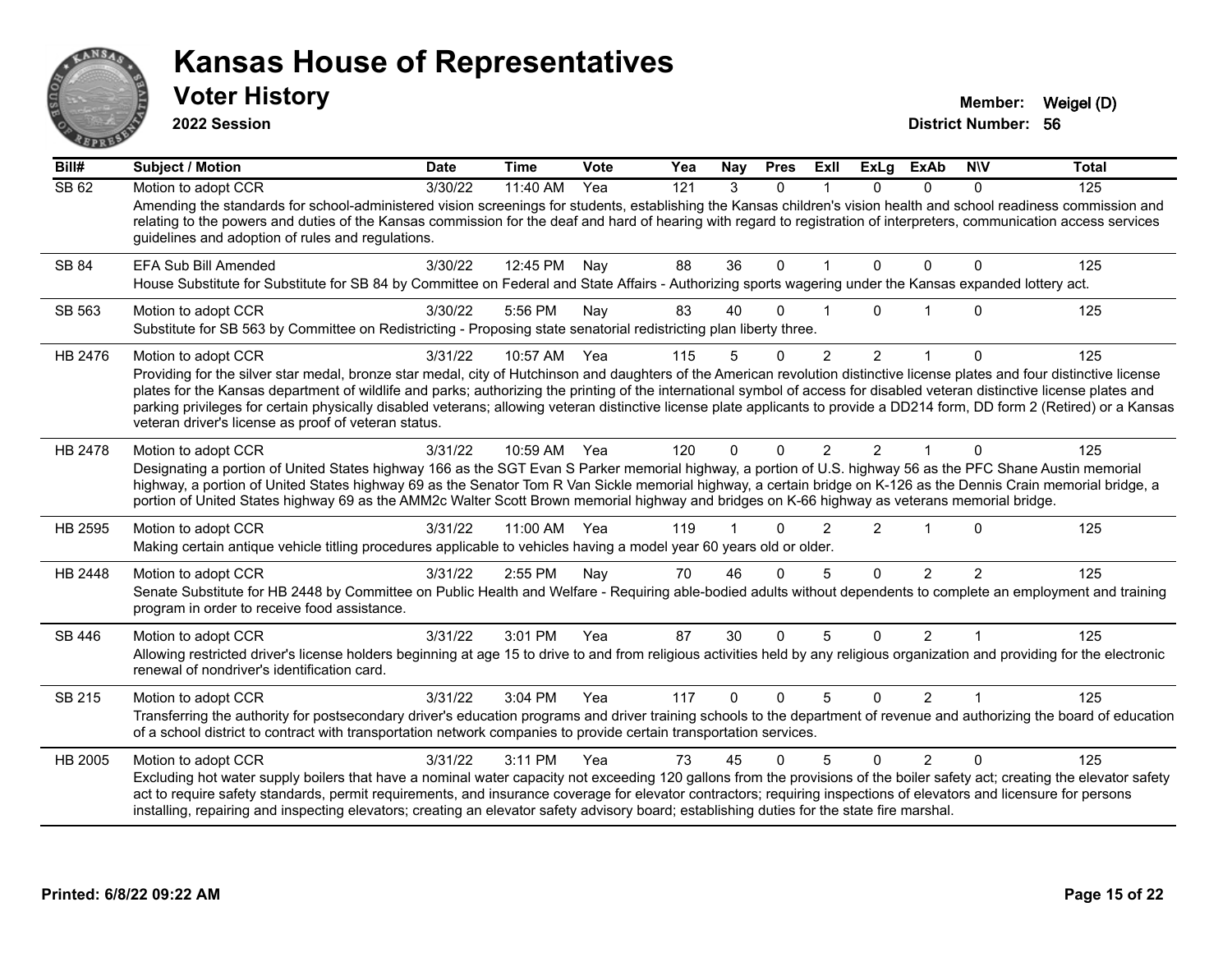# Kansas House of Representatives

## Voter History

**2022 Session**

**Member:** Weigel (D)
**District Number:** 56

| Bill# | Subject / Motion | Date | Time | Vote | Yea | Nay | Pres | ExII | ExLg | ExAb | N\V | Total |
|---|---|---|---|---|---|---|---|---|---|---|---|---|
| SB 62 | Motion to adopt CCR | 3/30/22 | 11:40 AM | Yea | 121 | 3 | 0 | 1 | 0 | 0 | 0 | 125 |
| | Amending the standards for school-administered vision screenings for students, establishing the Kansas children's vision health and school readiness commission and relating to the powers and duties of the Kansas commission for the deaf and hard of hearing with regard to registration of interpreters, communication access services guidelines and adoption of rules and regulations. | | | | | | | | | | | |
| SB 84 | EFA Sub Bill Amended | 3/30/22 | 12:45 PM | Nay | 88 | 36 | 0 | 1 | 0 | 0 | 0 | 125 |
| | House Substitute for Substitute for SB 84 by Committee on Federal and State Affairs - Authorizing sports wagering under the Kansas expanded lottery act. | | | | | | | | | | | |
| SB 563 | Motion to adopt CCR | 3/30/22 | 5:56 PM | Nay | 83 | 40 | 0 | 1 | 0 | 1 | 0 | 125 |
| | Substitute for SB 563 by Committee on Redistricting - Proposing state senatorial redistricting plan liberty three. | | | | | | | | | | | |
| HB 2476 | Motion to adopt CCR | 3/31/22 | 10:57 AM | Yea | 115 | 5 | 0 | 2 | 2 | 1 | 0 | 125 |
| | Providing for the silver star medal, bronze star medal, city of Hutchinson and daughters of the American revolution distinctive license plates and four distinctive license plates for the Kansas department of wildlife and parks; authorizing the printing of the international symbol of access for disabled veteran distinctive license plates and parking privileges for certain physically disabled veterans; allowing veteran distinctive license plate applicants to provide a DD214 form, DD form 2 (Retired) or a Kansas veteran driver's license as proof of veteran status. | | | | | | | | | | | |
| HB 2478 | Motion to adopt CCR | 3/31/22 | 10:59 AM | Yea | 120 | 0 | 0 | 2 | 2 | 1 | 0 | 125 |
| | Designating a portion of United States highway 166 as the SGT Evan S Parker memorial highway, a portion of U.S. highway 56 as the PFC Shane Austin memorial highway, a portion of United States highway 69 as the Senator Tom R Van Sickle memorial highway, a certain bridge on K-126 as the Dennis Crain memorial bridge, a portion of United States highway 69 as the AMM2c Walter Scott Brown memorial highway and bridges on K-66 highway as veterans memorial bridge. | | | | | | | | | | | |
| HB 2595 | Motion to adopt CCR | 3/31/22 | 11:00 AM | Yea | 119 | 1 | 0 | 2 | 2 | 1 | 0 | 125 |
| | Making certain antique vehicle titling procedures applicable to vehicles having a model year 60 years old or older. | | | | | | | | | | | |
| HB 2448 | Motion to adopt CCR | 3/31/22 | 2:55 PM | Nay | 70 | 46 | 0 | 5 | 0 | 2 | 2 | 125 |
| | Senate Substitute for HB 2448 by Committee on Public Health and Welfare - Requiring able-bodied adults without dependents to complete an employment and training program in order to receive food assistance. | | | | | | | | | | | |
| SB 446 | Motion to adopt CCR | 3/31/22 | 3:01 PM | Yea | 87 | 30 | 0 | 5 | 0 | 2 | 1 | 125 |
| | Allowing restricted driver's license holders beginning at age 15 to drive to and from religious activities held by any religious organization and providing for the electronic renewal of nondriver's identification card. | | | | | | | | | | | |
| SB 215 | Motion to adopt CCR | 3/31/22 | 3:04 PM | Yea | 117 | 0 | 0 | 5 | 0 | 2 | 1 | 125 |
| | Transferring the authority for postsecondary driver's education programs and driver training schools to the department of revenue and authorizing the board of education of a school district to contract with transportation network companies to provide certain transportation services. | | | | | | | | | | | |
| HB 2005 | Motion to adopt CCR | 3/31/22 | 3:11 PM | Yea | 73 | 45 | 0 | 5 | 0 | 2 | 0 | 125 |
| | Excluding hot water supply boilers that have a nominal water capacity not exceeding 120 gallons from the provisions of the boiler safety act; creating the elevator safety act to require safety standards, permit requirements, and insurance coverage for elevator contractors; requiring inspections of elevators and licensure for persons installing, repairing and inspecting elevators; creating an elevator safety advisory board; establishing duties for the state fire marshal. | | | | | | | | | | | |

**Printed: 6/8/22 09:22 AM**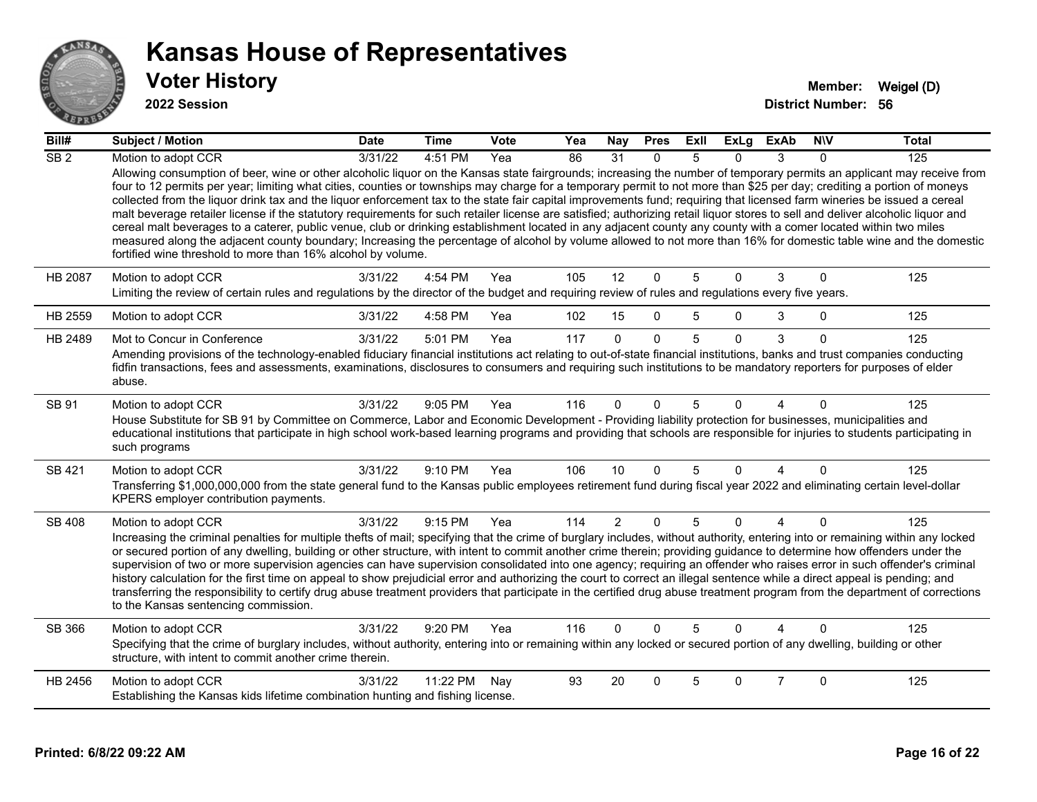# Kansas House of Representatives

## Voter History

**2022 Session**

**Member:** Weigel (D)
**District Number:** 56

| Bill# | Subject / Motion | Date | Time | Vote | Yea | Nay | Pres | ExII | ExLg | ExAb | N\V | Total |
|---|---|---|---|---|---|---|---|---|---|---|---|---|
| SB 2 | Motion to adopt CCR | 3/31/22 | 4:51 PM | Yea | 86 | 31 | 0 | 5 | 0 | 3 | 0 | 125 |
| | Allowing consumption of beer, wine or other alcoholic liquor on the Kansas state fairgrounds; increasing the number of temporary permits an applicant may receive from four to 12 permits per year; limiting what cities, counties or townships may charge for a temporary permit to not more than $25 per day; crediting a portion of moneys collected from the liquor drink tax and the liquor enforcement tax to the state fair capital improvements fund; requiring that licensed farm wineries be issued a cereal malt beverage retailer license if the statutory requirements for such retailer license are satisfied; authorizing retail liquor stores to sell and deliver alcoholic liquor and cereal malt beverages to a caterer, public venue, club or drinking establishment located in any adjacent county any county with a comer located within two miles measured along the adjacent county boundary; Increasing the percentage of alcohol by volume allowed to not more than 16% for domestic table wine and the domestic fortified wine threshold to more than 16% alcohol by volume. | | | | | | | | | | | |
| HB 2087 | Motion to adopt CCR | 3/31/22 | 4:54 PM | Yea | 105 | 12 | 0 | 5 | 0 | 3 | 0 | 125 |
| | Limiting the review of certain rules and regulations by the director of the budget and requiring review of rules and regulations every five years. | | | | | | | | | | | |
| HB 2559 | Motion to adopt CCR | 3/31/22 | 4:58 PM | Yea | 102 | 15 | 0 | 5 | 0 | 3 | 0 | 125 |
| HB 2489 | Mot to Concur in Conference | 3/31/22 | 5:01 PM | Yea | 117 | 0 | 0 | 5 | 0 | 3 | 0 | 125 |
| | Amending provisions of the technology-enabled fiduciary financial institutions act relating to out-of-state financial institutions, banks and trust companies conducting fidfin transactions, fees and assessments, examinations, disclosures to consumers and requiring such institutions to be mandatory reporters for purposes of elder abuse. | | | | | | | | | | | |
| SB 91 | Motion to adopt CCR | 3/31/22 | 9:05 PM | Yea | 116 | 0 | 0 | 5 | 0 | 4 | 0 | 125 |
| | House Substitute for SB 91 by Committee on Commerce, Labor and Economic Development - Providing liability protection for businesses, municipalities and educational institutions that participate in high school work-based learning programs and providing that schools are responsible for injuries to students participating in such programs | | | | | | | | | | | |
| SB 421 | Motion to adopt CCR | 3/31/22 | 9:10 PM | Yea | 106 | 10 | 0 | 5 | 0 | 4 | 0 | 125 |
| | Transferring $1,000,000,000 from the state general fund to the Kansas public employees retirement fund during fiscal year 2022 and eliminating certain level-dollar KPERS employer contribution payments. | | | | | | | | | | | |
| SB 408 | Motion to adopt CCR | 3/31/22 | 9:15 PM | Yea | 114 | 2 | 0 | 5 | 0 | 4 | 0 | 125 |
| | Increasing the criminal penalties for multiple thefts of mail; specifying that the crime of burglary includes, without authority, entering into or remaining within any locked or secured portion of any dwelling, building or other structure, with intent to commit another crime therein; providing guidance to determine how offenders under the supervision of two or more supervision agencies can have supervision consolidated into one agency; requiring an offender who raises error in such offender's criminal history calculation for the first time on appeal to show prejudicial error and authorizing the court to correct an illegal sentence while a direct appeal is pending; and transferring the responsibility to certify drug abuse treatment providers that participate in the certified drug abuse treatment program from the department of corrections to the Kansas sentencing commission. | | | | | | | | | | | |
| SB 366 | Motion to adopt CCR | 3/31/22 | 9:20 PM | Yea | 116 | 0 | 0 | 5 | 0 | 4 | 0 | 125 |
| | Specifying that the crime of burglary includes, without authority, entering into or remaining within any locked or secured portion of any dwelling, building or other structure, with intent to commit another crime therein. | | | | | | | | | | | |
| HB 2456 | Motion to adopt CCR | 3/31/22 | 11:22 PM | Nay | 93 | 20 | 0 | 5 | 0 | 7 | 0 | 125 |
| | Establishing the Kansas kids lifetime combination hunting and fishing license. | | | | | | | | | | | |

**Printed: 6/8/22 09:22 AM**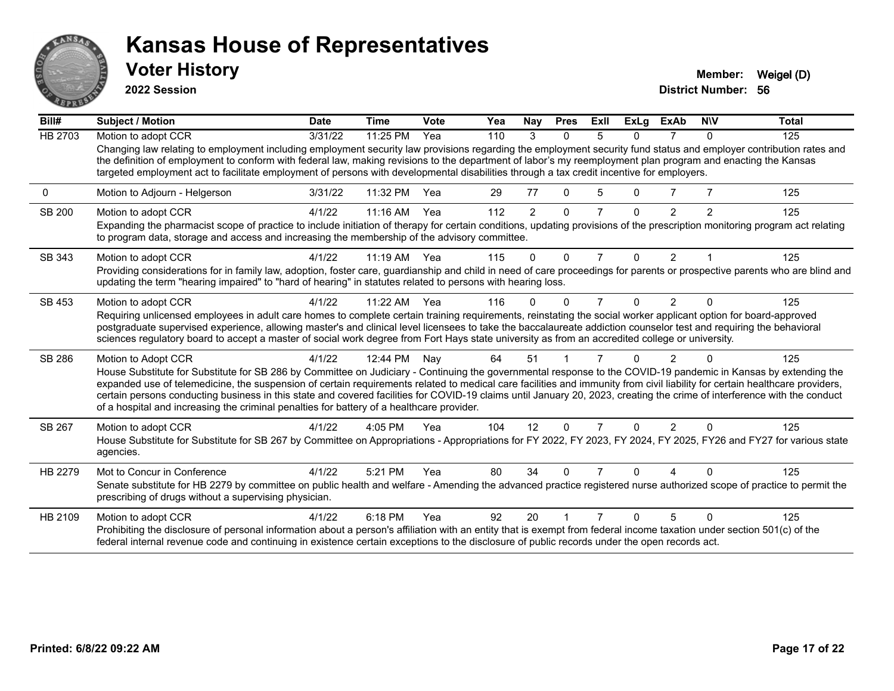# Kansas House of Representatives

## Voter History

**2022 Session**

**Member:** Weigel (D)
**District Number:** 56

| Bill# | Subject / Motion | Date | Time | Vote | Yea | Nay | Pres | ExII | ExLg | ExAb | N\V | Total |
|---|---|---|---|---|---|---|---|---|---|---|---|---|
| HB 2703 | Motion to adopt CCR | 3/31/22 | 11:25 PM | Yea | 110 | 3 | 0 | 5 | 0 | 7 | 0 | 125 |
| | Changing law relating to employment including employment security law provisions regarding the employment security fund status and employer contribution rates and the definition of employment to conform with federal law, making revisions to the department of labor's my reemployment plan program and enacting the Kansas targeted employment act to facilitate employment of persons with developmental disabilities through a tax credit incentive for employers. | | | | | | | | | | | |
| 0 | Motion to Adjourn - Helgerson | 3/31/22 | 11:32 PM | Yea | 29 | 77 | 0 | 5 | 0 | 7 | 7 | 125 |
| SB 200 | Motion to adopt CCR | 4/1/22 | 11:16 AM | Yea | 112 | 2 | 0 | 7 | 0 | 2 | 2 | 125 |
| | Expanding the pharmacist scope of practice to include initiation of therapy for certain conditions, updating provisions of the prescription monitoring program act relating to program data, storage and access and increasing the membership of the advisory committee. | | | | | | | | | | | |
| SB 343 | Motion to adopt CCR | 4/1/22 | 11:19 AM | Yea | 115 | 0 | 0 | 7 | 0 | 2 | 1 | 125 |
| | Providing considerations for in family law, adoption, foster care, guardianship and child in need of care proceedings for parents or prospective parents who are blind and updating the term "hearing impaired" to "hard of hearing" in statutes related to persons with hearing loss. | | | | | | | | | | | |
| SB 453 | Motion to adopt CCR | 4/1/22 | 11:22 AM | Yea | 116 | 0 | 0 | 7 | 0 | 2 | 0 | 125 |
| | Requiring unlicensed employees in adult care homes to complete certain training requirements, reinstating the social worker applicant option for board-approved postgraduate supervised experience, allowing master's and clinical level licensees to take the baccalaureate addiction counselor test and requiring the behavioral sciences regulatory board to accept a master of social work degree from Fort Hays state university as from an accredited college or university. | | | | | | | | | | | |
| SB 286 | Motion to Adopt CCR | 4/1/22 | 12:44 PM | Nay | 64 | 51 | 1 | 7 | 0 | 2 | 0 | 125 |
| | House Substitute for Substitute for SB 286 by Committee on Judiciary - Continuing the governmental response to the COVID-19 pandemic in Kansas by extending the expanded use of telemedicine, the suspension of certain requirements related to medical care facilities and immunity from civil liability for certain healthcare providers, certain persons conducting business in this state and covered facilities for COVID-19 claims until January 20, 2023, creating the crime of interference with the conduct of a hospital and increasing the criminal penalties for battery of a healthcare provider. | | | | | | | | | | | |
| SB 267 | Motion to adopt CCR | 4/1/22 | 4:05 PM | Yea | 104 | 12 | 0 | 7 | 0 | 2 | 0 | 125 |
| | House Substitute for Substitute for SB 267 by Committee on Appropriations - Appropriations for FY 2022, FY 2023, FY 2024, FY 2025, FY26 and FY27 for various state agencies. | | | | | | | | | | | |
| HB 2279 | Mot to Concur in Conference | 4/1/22 | 5:21 PM | Yea | 80 | 34 | 0 | 7 | 0 | 4 | 0 | 125 |
| | Senate substitute for HB 2279 by committee on public health and welfare - Amending the advanced practice registered nurse authorized scope of practice to permit the prescribing of drugs without a supervising physician. | | | | | | | | | | | |
| HB 2109 | Motion to adopt CCR | 4/1/22 | 6:18 PM | Yea | 92 | 20 | 1 | 7 | 0 | 5 | 0 | 125 |
| | Prohibiting the disclosure of personal information about a person's affiliation with an entity that is exempt from federal income taxation under section 501(c) of the federal internal revenue code and continuing in existence certain exceptions to the disclosure of public records under the open records act. | | | | | | | | | | | |

**Printed: 6/8/22 09:22 AM**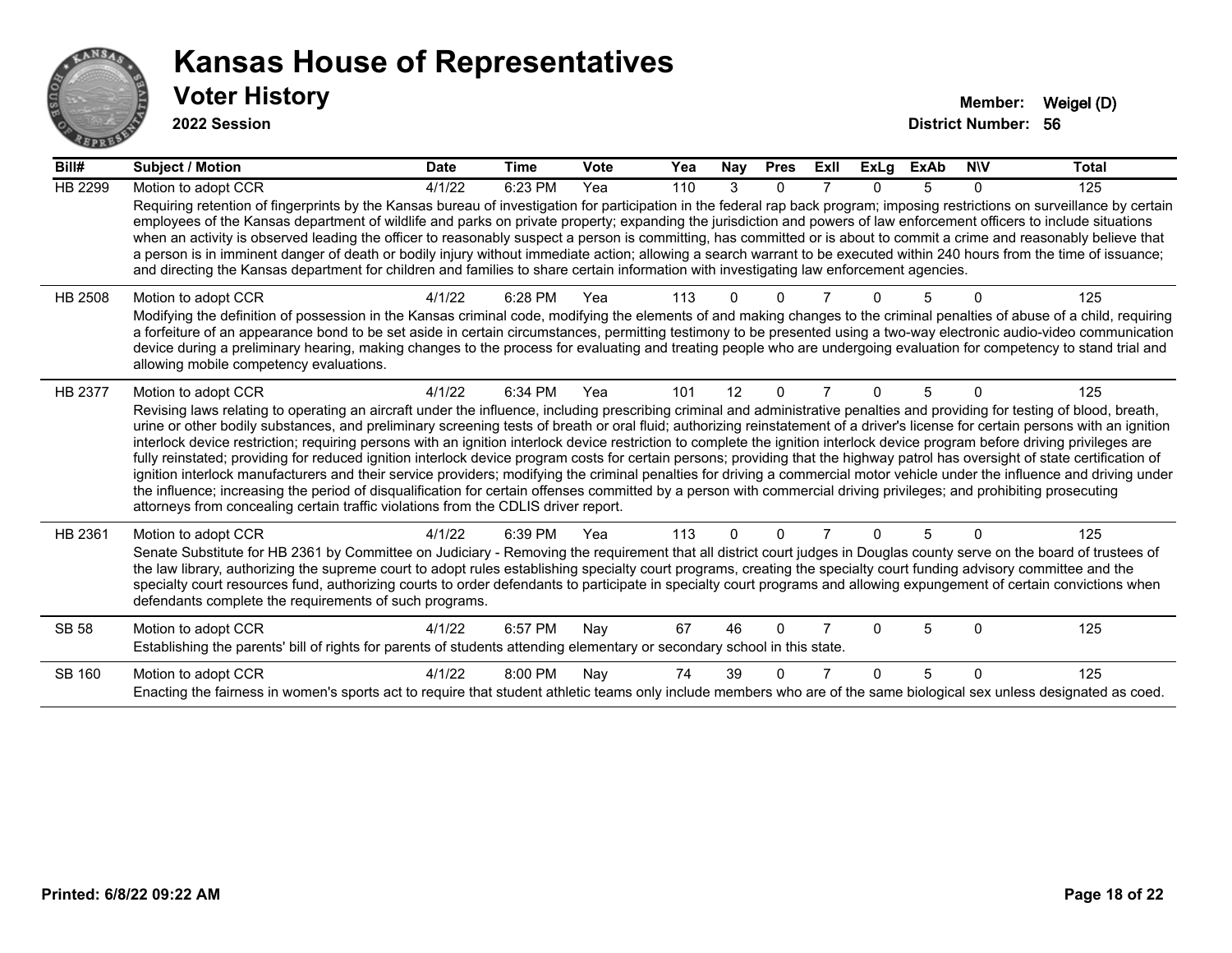# Kansas House of Representatives

## Voter History

**2022 Session**

**Member:** Weigel (D)
**District Number:** 56

| Bill# | Subject / Motion | Date | Time | Vote | Yea | Nay | Pres | ExII | ExLg | ExAb | N\V | Total |
|---|---|---|---|---|---|---|---|---|---|---|---|---|
| HB 2299 | Motion to adopt CCR | 4/1/22 | 6:23 PM | Yea | 110 | 3 | 0 | 7 | 0 | 5 | 0 | 125 |
| | Requiring retention of fingerprints by the Kansas bureau of investigation for participation in the federal rap back program; imposing restrictions on surveillance by certain employees of the Kansas department of wildlife and parks on private property; expanding the jurisdiction and powers of law enforcement officers to include situations when an activity is observed leading the officer to reasonably suspect a person is committing, has committed or is about to commit a crime and reasonably believe that a person is in imminent danger of death or bodily injury without immediate action; allowing a search warrant to be executed within 240 hours from the time of issuance; and directing the Kansas department for children and families to share certain information with investigating law enforcement agencies. | | | | | | | | | | | |
| HB 2508 | Motion to adopt CCR | 4/1/22 | 6:28 PM | Yea | 113 | 0 | 0 | 7 | 0 | 5 | 0 | 125 |
| | Modifying the definition of possession in the Kansas criminal code, modifying the elements of and making changes to the criminal penalties of abuse of a child, requiring a forfeiture of an appearance bond to be set aside in certain circumstances, permitting testimony to be presented using a two-way electronic audio-video communication device during a preliminary hearing, making changes to the process for evaluating and treating people who are undergoing evaluation for competency to stand trial and allowing mobile competency evaluations. | | | | | | | | | | | |
| HB 2377 | Motion to adopt CCR | 4/1/22 | 6:34 PM | Yea | 101 | 12 | 0 | 7 | 0 | 5 | 0 | 125 |
| | Revising laws relating to operating an aircraft under the influence, including prescribing criminal and administrative penalties and providing for testing of blood, breath, urine or other bodily substances, and preliminary screening tests of breath or oral fluid; authorizing reinstatement of a driver's license for certain persons with an ignition interlock device restriction; requiring persons with an ignition interlock device restriction to complete the ignition interlock device program before driving privileges are fully reinstated; providing for reduced ignition interlock device program costs for certain persons; providing that the highway patrol has oversight of state certification of ignition interlock manufacturers and their service providers; modifying the criminal penalties for driving a commercial motor vehicle under the influence and driving under the influence; increasing the period of disqualification for certain offenses committed by a person with commercial driving privileges; and prohibiting prosecuting attorneys from concealing certain traffic violations from the CDLIS driver report. | | | | | | | | | | | |
| HB 2361 | Motion to adopt CCR | 4/1/22 | 6:39 PM | Yea | 113 | 0 | 0 | 7 | 0 | 5 | 0 | 125 |
| | Senate Substitute for HB 2361 by Committee on Judiciary - Removing the requirement that all district court judges in Douglas county serve on the board of trustees of the law library, authorizing the supreme court to adopt rules establishing specialty court programs, creating the specialty court funding advisory committee and the specialty court resources fund, authorizing courts to order defendants to participate in specialty court programs and allowing expungement of certain convictions when defendants complete the requirements of such programs. | | | | | | | | | | | |
| SB 58 | Motion to adopt CCR | 4/1/22 | 6:57 PM | Nay | 67 | 46 | 0 | 7 | 0 | 5 | 0 | 125 |
| | Establishing the parents' bill of rights for parents of students attending elementary or secondary school in this state. | | | | | | | | | | | |
| SB 160 | Motion to adopt CCR | 4/1/22 | 8:00 PM | Nay | 74 | 39 | 0 | 7 | 0 | 5 | 0 | 125 |
| | Enacting the fairness in women's sports act to require that student athletic teams only include members who are of the same biological sex unless designated as coed. | | | | | | | | | | | |

**Printed: 6/8/22 09:22 AM**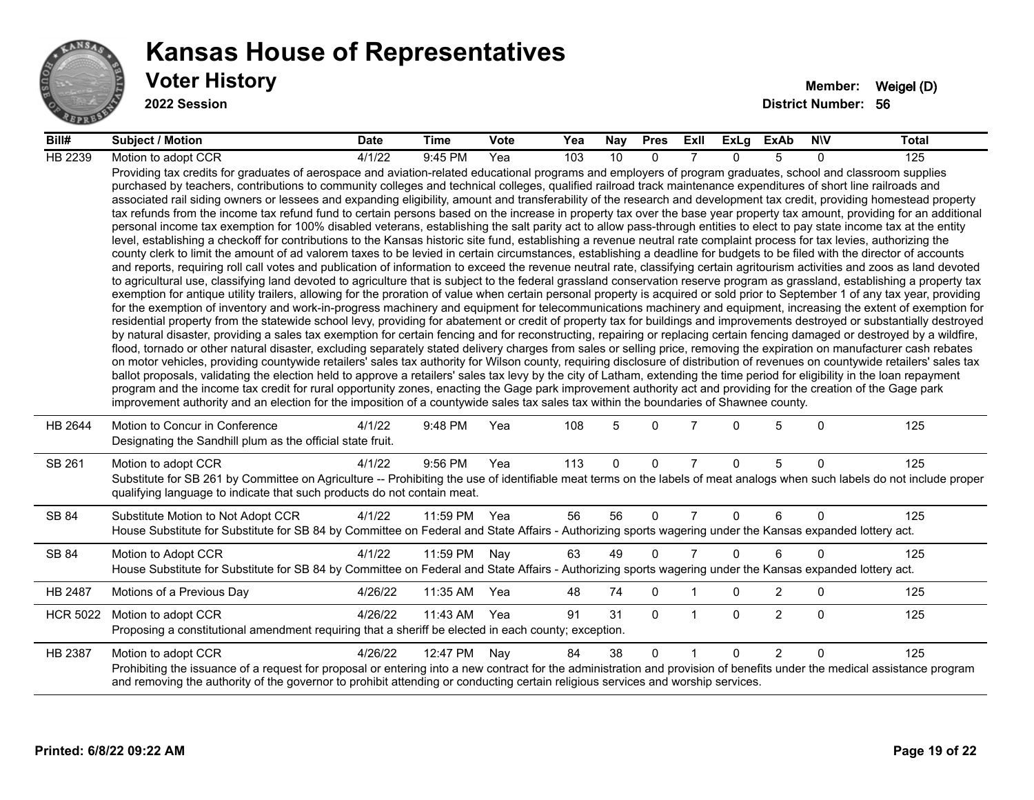# Kansas House of Representatives

## Voter History

**2022 Session**

**Member:** Weigel (D)
**District Number:** 56

| Bill# | Subject / Motion | Date | Time | Vote | Yea | Nay | Pres | ExII | ExLg | ExAb | N\V | Total |
|---|---|---|---|---|---|---|---|---|---|---|---|---|
| HB 2239 | Motion to adopt CCR | 4/1/22 | 9:45 PM | Yea | 103 | 10 | 0 | 7 | 0 | 5 | 0 | 125 |
| | Providing tax credits for graduates of aerospace and aviation-related educational programs and employers of program graduates, school and classroom supplies purchased by teachers, contributions to community colleges and technical colleges, qualified railroad track maintenance expenditures of short line railroads and associated rail siding owners or lessees and expanding eligibility, amount and transferability of the research and development tax credit, providing homestead property tax refunds from the income tax refund fund to certain persons based on the increase in property tax over the base year property tax amount, providing for an additional personal income tax exemption for 100% disabled veterans, establishing the salt parity act to allow pass-through entities to elect to pay state income tax at the entity level, establishing a checkoff for contributions to the Kansas historic site fund, establishing a revenue neutral rate complaint process for tax levies, authorizing the county clerk to limit the amount of ad valorem taxes to be levied in certain circumstances, establishing a deadline for budgets to be filed with the director of accounts and reports, requiring roll call votes and publication of information to exceed the revenue neutral rate, classifying certain agritourism activities and zoos as land devoted to agricultural use, classifying land devoted to agriculture that is subject to the federal grassland conservation reserve program as grassland, establishing a property tax exemption for antique utility trailers, allowing for the proration of value when certain personal property is acquired or sold prior to September 1 of any tax year, providing for the exemption of inventory and work-in-progress machinery and equipment for telecommunications machinery and equipment, increasing the extent of exemption for residential property from the statewide school levy, providing for abatement or credit of property tax for buildings and improvements destroyed or substantially destroyed by natural disaster, providing a sales tax exemption for certain fencing and for reconstructing, repairing or replacing certain fencing damaged or destroyed by a wildfire, flood, tornado or other natural disaster, excluding separately stated delivery charges from sales or selling price, removing the expiration on manufacturer cash rebates on motor vehicles, providing countywide retailers' sales tax authority for Wilson county, requiring disclosure of distribution of revenues on countywide retailers' sales tax ballot proposals, validating the election held to approve a retailers' sales tax levy by the city of Latham, extending the time period for eligibility in the loan repayment program and the income tax credit for rural opportunity zones, enacting the Gage park improvement authority act and providing for the creation of the Gage park improvement authority and an election for the imposition of a countywide sales tax sales tax within the boundaries of Shawnee county. | | | | | | | | | | | |
| HB 2644 | Motion to Concur in Conference | 4/1/22 | 9:48 PM | Yea | 108 | 5 | 0 | 7 | 0 | 5 | 0 | 125 |
| | Designating the Sandhill plum as the official state fruit. | | | | | | | | | | | |
| SB 261 | Motion to adopt CCR | 4/1/22 | 9:56 PM | Yea | 113 | 0 | 0 | 7 | 0 | 5 | 0 | 125 |
| | Substitute for SB 261 by Committee on Agriculture -- Prohibiting the use of identifiable meat terms on the labels of meat analogs when such labels do not include proper qualifying language to indicate that such products do not contain meat. | | | | | | | | | | | |
| SB 84 | Substitute Motion to Not Adopt CCR | 4/1/22 | 11:59 PM | Yea | 56 | 56 | 0 | 7 | 0 | 6 | 0 | 125 |
| | House Substitute for Substitute for SB 84 by Committee on Federal and State Affairs - Authorizing sports wagering under the Kansas expanded lottery act. | | | | | | | | | | | |
| SB 84 | Motion to Adopt CCR | 4/1/22 | 11:59 PM | Nay | 63 | 49 | 0 | 7 | 0 | 6 | 0 | 125 |
| | House Substitute for Substitute for SB 84 by Committee on Federal and State Affairs - Authorizing sports wagering under the Kansas expanded lottery act. | | | | | | | | | | | |
| HB 2487 | Motions of a Previous Day | 4/26/22 | 11:35 AM | Yea | 48 | 74 | 0 | 1 | 0 | 2 | 0 | 125 |
| HCR 5022 | Motion to adopt CCR | 4/26/22 | 11:43 AM | Yea | 91 | 31 | 0 | 1 | 0 | 2 | 0 | 125 |
| | Proposing a constitutional amendment requiring that a sheriff be elected in each county; exception. | | | | | | | | | | | |
| HB 2387 | Motion to adopt CCR | 4/26/22 | 12:47 PM | Nay | 84 | 38 | 0 | 1 | 0 | 2 | 0 | 125 |
| | Prohibiting the issuance of a request for proposal or entering into a new contract for the administration and provision of benefits under the medical assistance program and removing the authority of the governor to prohibit attending or conducting certain religious services and worship services. | | | | | | | | | | | |

Printed: 6/8/22 09:22 AM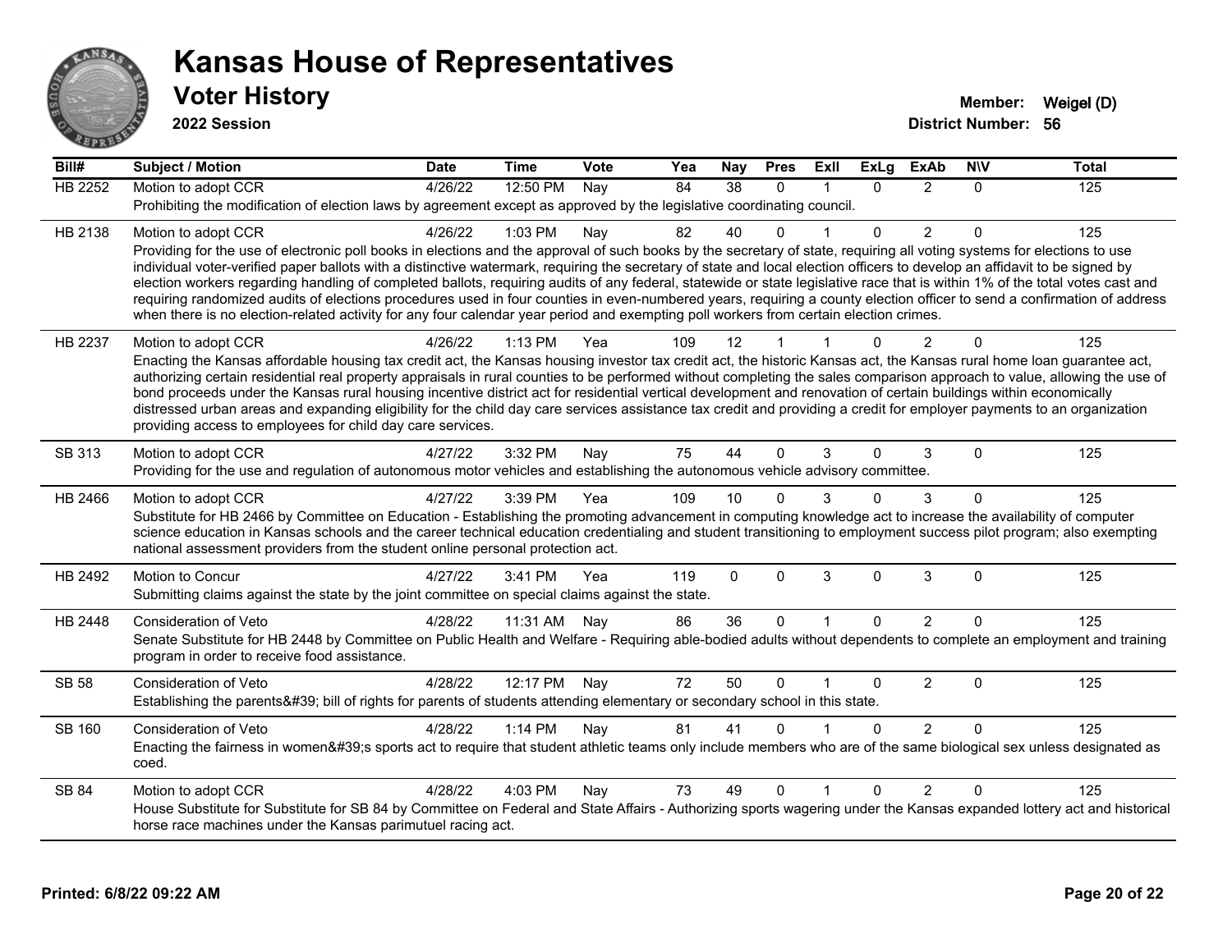# Kansas House of Representatives

## Voter History

**2022 Session**

**Member:** Weigel (D)
**District Number:** 56

| Bill# | Subject / Motion | Date | Time | Vote | Yea | Nay | Pres | ExII | ExLg | ExAb | N\V | Total |
|---|---|---|---|---|---|---|---|---|---|---|---|---|
| HB 2252 | Motion to adopt CCR | 4/26/22 | 12:50 PM | Nay | 84 | 38 | 0 | 1 | 0 | 2 | 0 | 125 |
| | Prohibiting the modification of election laws by agreement except as approved by the legislative coordinating council. | | | | | | | | | | | |
| HB 2138 | Motion to adopt CCR | 4/26/22 | 1:03 PM | Nay | 82 | 40 | 0 | 1 | 0 | 2 | 0 | 125 |
| | Providing for the use of electronic poll books in elections and the approval of such books by the secretary of state, requiring all voting systems for elections to use individual voter-verified paper ballots with a distinctive watermark, requiring the secretary of state and local election officers to develop an affidavit to be signed by election workers regarding handling of completed ballots, requiring audits of any federal, statewide or state legislative race that is within 1% of the total votes cast and requiring randomized audits of elections procedures used in four counties in even-numbered years, requiring a county election officer to send a confirmation of address when there is no election-related activity for any four calendar year period and exempting poll workers from certain election crimes. | | | | | | | | | | | |
| HB 2237 | Motion to adopt CCR | 4/26/22 | 1:13 PM | Yea | 109 | 12 | 1 | 1 | 0 | 2 | 0 | 125 |
| | Enacting the Kansas affordable housing tax credit act, the Kansas housing investor tax credit act, the historic Kansas act, the Kansas rural home loan guarantee act, authorizing certain residential real property appraisals in rural counties to be performed without completing the sales comparison approach to value, allowing the use of bond proceeds under the Kansas rural housing incentive district act for residential vertical development and renovation of certain buildings within economically distressed urban areas and expanding eligibility for the child day care services assistance tax credit and providing a credit for employer payments to an organization providing access to employees for child day care services. | | | | | | | | | | | |
| SB 313 | Motion to adopt CCR | 4/27/22 | 3:32 PM | Nay | 75 | 44 | 0 | 3 | 0 | 3 | 0 | 125 |
| | Providing for the use and regulation of autonomous motor vehicles and establishing the autonomous vehicle advisory committee. | | | | | | | | | | | |
| HB 2466 | Motion to adopt CCR | 4/27/22 | 3:39 PM | Yea | 109 | 10 | 0 | 3 | 0 | 3 | 0 | 125 |
| | Substitute for HB 2466 by Committee on Education - Establishing the promoting advancement in computing knowledge act to increase the availability of computer science education in Kansas schools and the career technical education credentialing and student transitioning to employment success pilot program; also exempting national assessment providers from the student online personal protection act. | | | | | | | | | | | |
| HB 2492 | Motion to Concur | 4/27/22 | 3:41 PM | Yea | 119 | 0 | 0 | 3 | 0 | 3 | 0 | 125 |
| | Submitting claims against the state by the joint committee on special claims against the state. | | | | | | | | | | | |
| HB 2448 | Consideration of Veto | 4/28/22 | 11:31 AM | Nay | 86 | 36 | 0 | 1 | 0 | 2 | 0 | 125 |
| | Senate Substitute for HB 2448 by Committee on Public Health and Welfare - Requiring able-bodied adults without dependents to complete an employment and training program in order to receive food assistance. | | | | | | | | | | | |
| SB 58 | Consideration of Veto | 4/28/22 | 12:17 PM | Nay | 72 | 50 | 0 | 1 | 0 | 2 | 0 | 125 |
| | Establishing the parents&#39; bill of rights for parents of students attending elementary or secondary school in this state. | | | | | | | | | | | |
| SB 160 | Consideration of Veto | 4/28/22 | 1:14 PM | Nay | 81 | 41 | 0 | 1 | 0 | 2 | 0 | 125 |
| | Enacting the fairness in women&#39;s sports act to require that student athletic teams only include members who are of the same biological sex unless designated as coed. | | | | | | | | | | | |
| SB 84 | Motion to adopt CCR | 4/28/22 | 4:03 PM | Nay | 73 | 49 | 0 | 1 | 0 | 2 | 0 | 125 |
| | House Substitute for Substitute for SB 84 by Committee on Federal and State Affairs - Authorizing sports wagering under the Kansas expanded lottery act and historical horse race machines under the Kansas parimutuel racing act. | | | | | | | | | | | |

**Printed: 6/8/22 09:22 AM**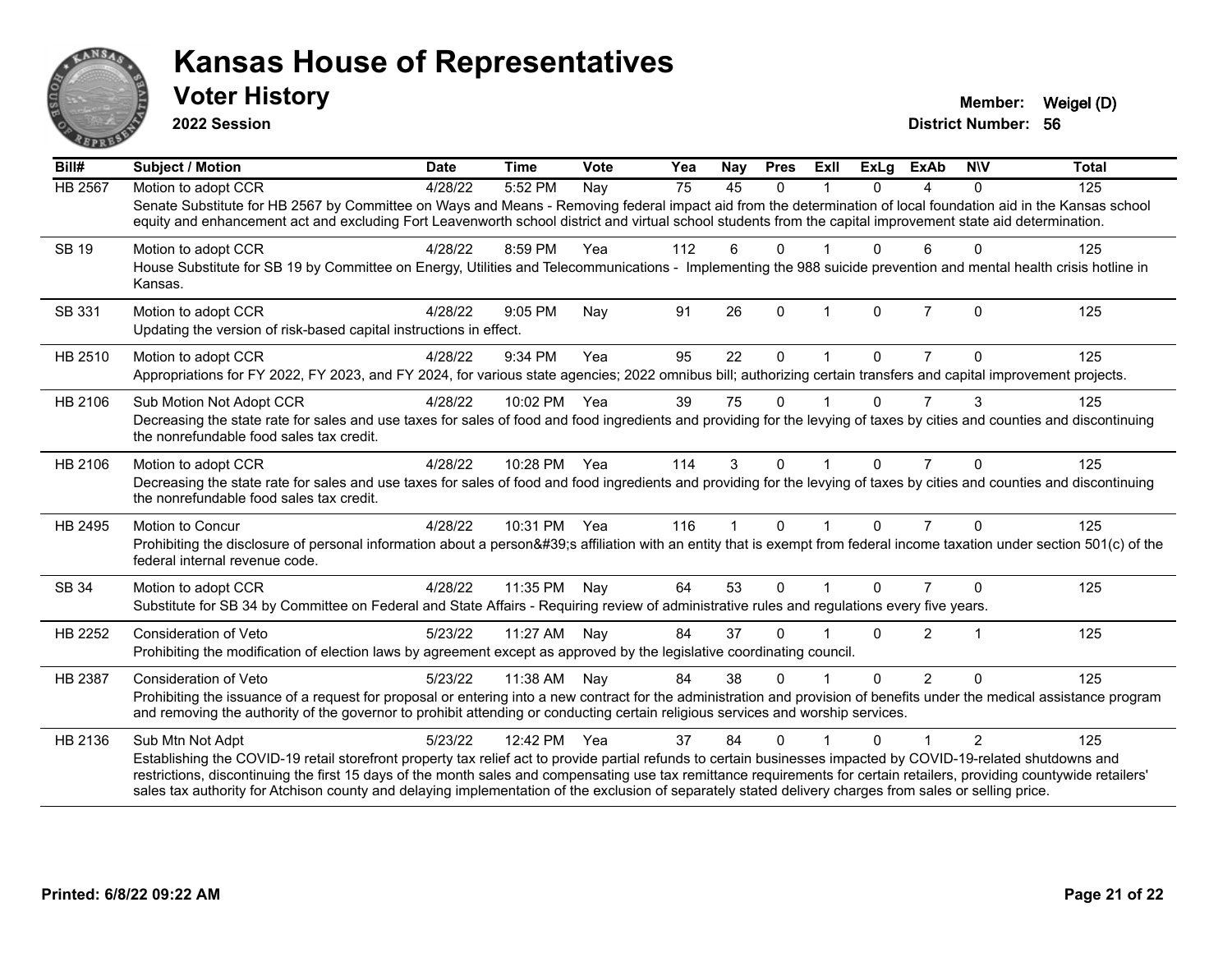# Kansas House of Representatives

## Voter History

**2022 Session**

**Member:** Weigel (D)

**District Number:** 56

| Bill# | Subject / Motion | Date | Time | Vote | Yea | Nay | Pres | ExII | ExLg | ExAb | N\V | Total |
|---|---|---|---|---|---|---|---|---|---|---|---|---|
| HB 2567 | Motion to adopt CCR | 4/28/22 | 5:52 PM | Nay | 75 | 45 | 0 | 1 | 0 | 4 | 0 | 125 |
| | Senate Substitute for HB 2567 by Committee on Ways and Means - Removing federal impact aid from the determination of local foundation aid in the Kansas school equity and enhancement act and excluding Fort Leavenworth school district and virtual school students from the capital improvement state aid determination. | | | | | | | | | | | |
| SB 19 | Motion to adopt CCR | 4/28/22 | 8:59 PM | Yea | 112 | 6 | 0 | 1 | 0 | 6 | 0 | 125 |
| | House Substitute for SB 19 by Committee on Energy, Utilities and Telecommunications - Implementing the 988 suicide prevention and mental health crisis hotline in Kansas. | | | | | | | | | | | |
| SB 331 | Motion to adopt CCR | 4/28/22 | 9:05 PM | Nay | 91 | 26 | 0 | 1 | 0 | 7 | 0 | 125 |
| | Updating the version of risk-based capital instructions in effect. | | | | | | | | | | | |
| HB 2510 | Motion to adopt CCR | 4/28/22 | 9:34 PM | Yea | 95 | 22 | 0 | 1 | 0 | 7 | 0 | 125 |
| | Appropriations for FY 2022, FY 2023, and FY 2024, for various state agencies; 2022 omnibus bill; authorizing certain transfers and capital improvement projects. | | | | | | | | | | | |
| HB 2106 | Sub Motion Not Adopt CCR | 4/28/22 | 10:02 PM | Yea | 39 | 75 | 0 | 1 | 0 | 7 | 3 | 125 |
| | Decreasing the state rate for sales and use taxes for sales of food and food ingredients and providing for the levying of taxes by cities and counties and discontinuing the nonrefundable food sales tax credit. | | | | | | | | | | | |
| HB 2106 | Motion to adopt CCR | 4/28/22 | 10:28 PM | Yea | 114 | 3 | 0 | 1 | 0 | 7 | 0 | 125 |
| | Decreasing the state rate for sales and use taxes for sales of food and food ingredients and providing for the levying of taxes by cities and counties and discontinuing the nonrefundable food sales tax credit. | | | | | | | | | | | |
| HB 2495 | Motion to Concur | 4/28/22 | 10:31 PM | Yea | 116 | 1 | 0 | 1 | 0 | 7 | 0 | 125 |
| | Prohibiting the disclosure of personal information about a person&#39;s affiliation with an entity that is exempt from federal income taxation under section 501(c) of the federal internal revenue code. | | | | | | | | | | | |
| SB 34 | Motion to adopt CCR | 4/28/22 | 11:35 PM | Nay | 64 | 53 | 0 | 1 | 0 | 7 | 0 | 125 |
| | Substitute for SB 34 by Committee on Federal and State Affairs - Requiring review of administrative rules and regulations every five years. | | | | | | | | | | | |
| HB 2252 | Consideration of Veto | 5/23/22 | 11:27 AM | Nay | 84 | 37 | 0 | 1 | 0 | 2 | 1 | 125 |
| | Prohibiting the modification of election laws by agreement except as approved by the legislative coordinating council. | | | | | | | | | | | |
| HB 2387 | Consideration of Veto | 5/23/22 | 11:38 AM | Nay | 84 | 38 | 0 | 1 | 0 | 2 | 0 | 125 |
| | Prohibiting the issuance of a request for proposal or entering into a new contract for the administration and provision of benefits under the medical assistance program and removing the authority of the governor to prohibit attending or conducting certain religious services and worship services. | | | | | | | | | | | |
| HB 2136 | Sub Mtn Not Adpt | 5/23/22 | 12:42 PM | Yea | 37 | 84 | 0 | 1 | 0 | 1 | 2 | 125 |
| | Establishing the COVID-19 retail storefront property tax relief act to provide partial refunds to certain businesses impacted by COVID-19-related shutdowns and restrictions, discontinuing the first 15 days of the month sales and compensating use tax remittance requirements for certain retailers, providing countywide retailers' sales tax authority for Atchison county and delaying implementation of the exclusion of separately stated delivery charges from sales or selling price. | | | | | | | | | | | |

**Printed: 6/8/22 09:22 AM**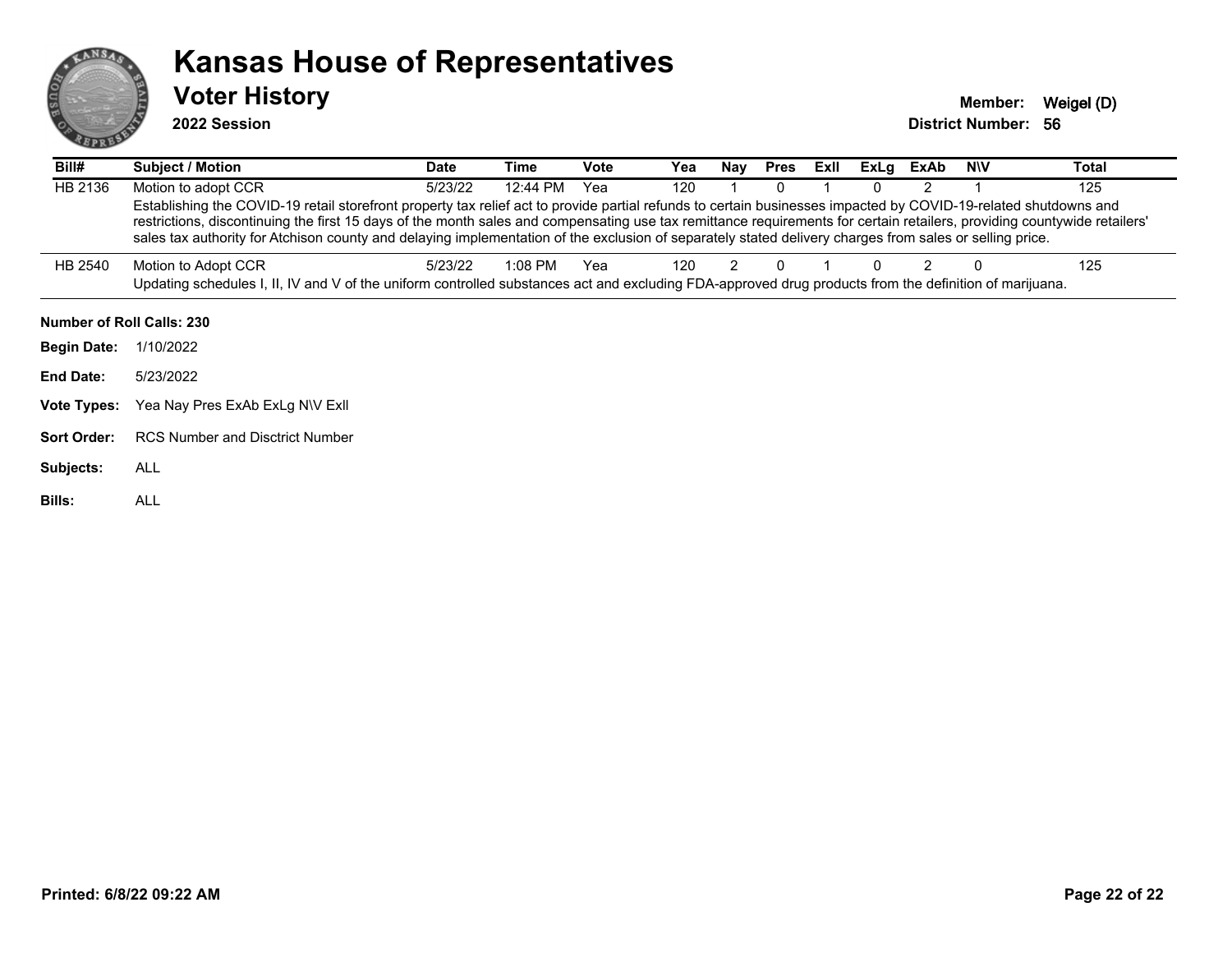# Kansas House of Representatives

## Voter History

**2022 Session**

**Member:** Weigel (D)

**District Number:** 56

| Bill# | Subject / Motion | Date | Time | Vote | Yea | Nay | Pres | ExII | ExLg | ExAb | N\V | Total |
|---|---|---|---|---|---|---|---|---|---|---|---|---|
| HB 2136 | Motion to adopt CCR | 5/23/22 | 12:44 PM | Yea | 120 | 1 | 0 | 1 | 0 | 2 | 1 | 125 |
| | Establishing the COVID-19 retail storefront property tax relief act to provide partial refunds to certain businesses impacted by COVID-19-related shutdowns and restrictions, discontinuing the first 15 days of the month sales and compensating use tax remittance requirements for certain retailers, providing countywide retailers' sales tax authority for Atchison county and delaying implementation of the exclusion of separately stated delivery charges from sales or selling price. | | | | | | | | | | | |
| HB 2540 | Motion to Adopt CCR | 5/23/22 | 1:08 PM | Yea | 120 | 2 | 0 | 1 | 0 | 2 | 0 | 125 |
| | Updating schedules I, II, IV and V of the uniform controlled substances act and excluding FDA-approved drug products from the definition of marijuana. | | | | | | | | | | | |

**Number of Roll Calls: 230**

**Begin Date:** 1/10/2022

**End Date:** 5/23/2022

**Vote Types:** Yea Nay Pres ExAb ExLg N\V ExII

**Sort Order:** RCS Number and Disctrict Number

**Subjects:** ALL

**Bills:** ALL

**Printed: 6/8/22 09:22 AM**